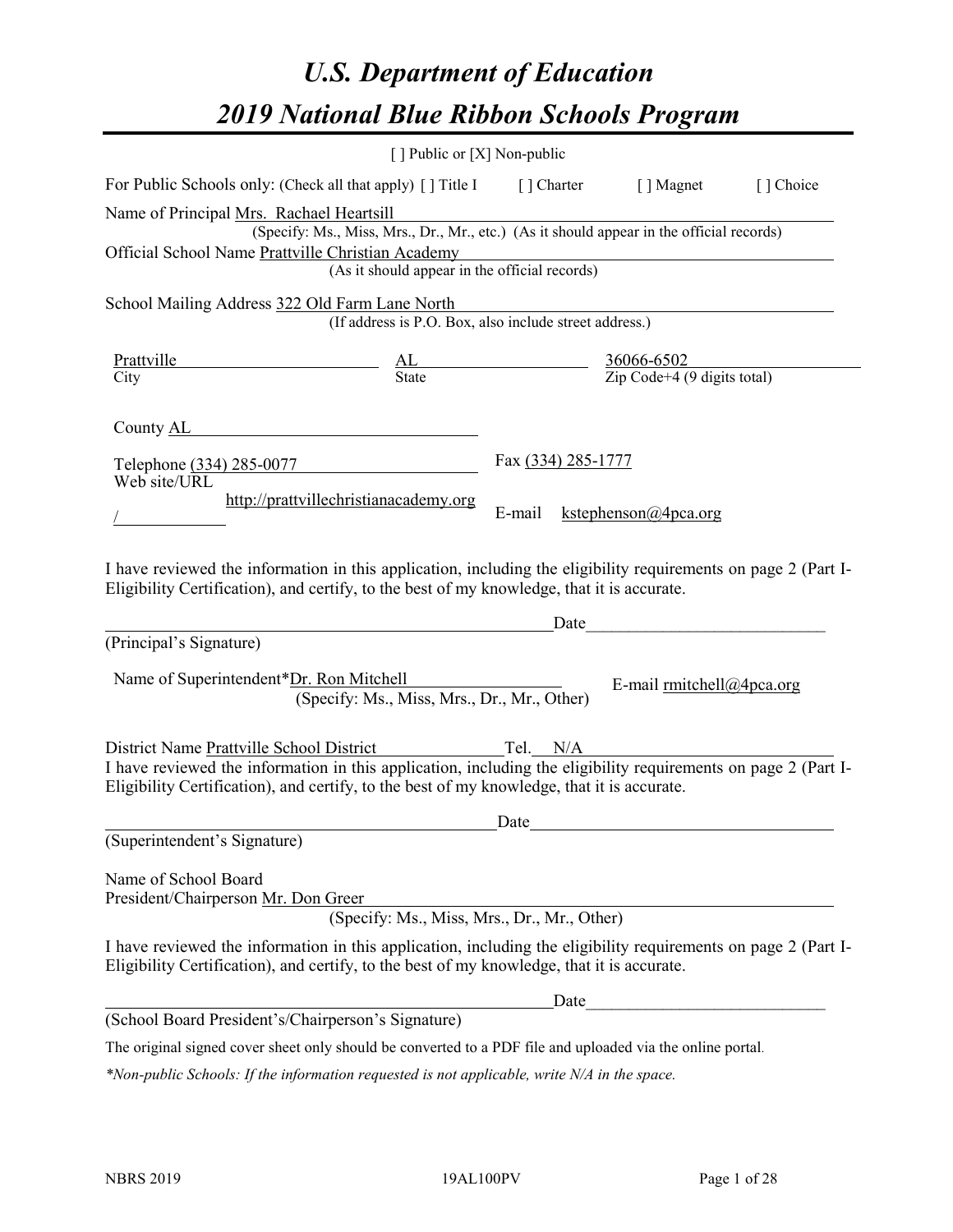# *U.S. Department of Education*

# *2019 National Blue Ribbon Schools Program*

[ ] Public or [X] Non-public

For Public Schools only: (Check all that apply) [ ] Title I [ ] Charter [ ] Magnet [ ] Choice

Name of Principal Mrs. Rachael Heartsill
(Specify: Ms., Miss, Mrs., Dr., Mr., etc.) (As it should appear in the official records)

Official School Name Prattville Christian Academy
(As it should appear in the official records)

School Mailing Address 322 Old Farm Lane North
(If address is P.O. Box, also include street address.)

| Prattville | AL | 36066-6502 |
|---|---|---|
| City | State | Zip Code+4 (9 digits total) |

County AL

Telephone (334) 285-0077 Fax (334) 285-1777

Web site/URL http://prattvillechristianacademy.org/ E-mail kstephenson@4pca.org

I have reviewed the information in this application, including the eligibility requirements on page 2 (Part I-Eligibility Certification), and certify, to the best of my knowledge, that it is accurate.

_______________________________ Date_______________

(Principal's Signature)

Name of Superintendent*Dr. Ron Mitchell E-mail rmitchell@4pca.org
(Specify: Ms., Miss, Mrs., Dr., Mr., Other)

District Name Prattville School District Tel. N/A

I have reviewed the information in this application, including the eligibility requirements on page 2 (Part I-Eligibility Certification), and certify, to the best of my knowledge, that it is accurate.

_______________________________ Date_______________

(Superintendent's Signature)

Name of School Board
President/Chairperson Mr. Don Greer
(Specify: Ms., Miss, Mrs., Dr., Mr., Other)

I have reviewed the information in this application, including the eligibility requirements on page 2 (Part I-Eligibility Certification), and certify, to the best of my knowledge, that it is accurate.

_______________________________ Date_______________

(School Board President's/Chairperson's Signature)

The original signed cover sheet only should be converted to a PDF file and uploaded via the online portal.

*\*Non-public Schools: If the information requested is not applicable, write N/A in the space.*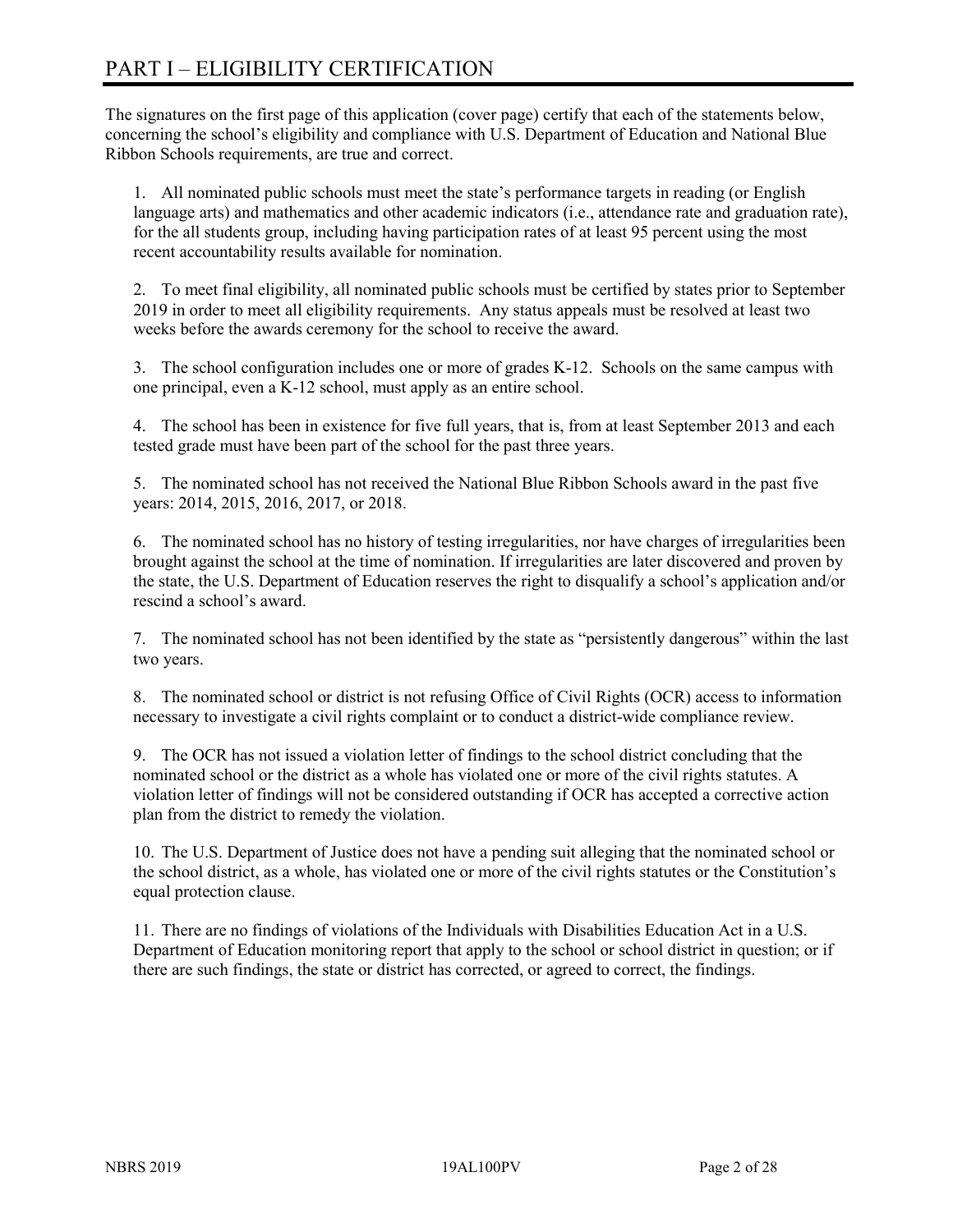# PART I – ELIGIBILITY CERTIFICATION

The signatures on the first page of this application (cover page) certify that each of the statements below, concerning the school's eligibility and compliance with U.S. Department of Education and National Blue Ribbon Schools requirements, are true and correct.

1. All nominated public schools must meet the state's performance targets in reading (or English language arts) and mathematics and other academic indicators (i.e., attendance rate and graduation rate), for the all students group, including having participation rates of at least 95 percent using the most recent accountability results available for nomination.

2. To meet final eligibility, all nominated public schools must be certified by states prior to September 2019 in order to meet all eligibility requirements. Any status appeals must be resolved at least two weeks before the awards ceremony for the school to receive the award.

3. The school configuration includes one or more of grades K-12. Schools on the same campus with one principal, even a K-12 school, must apply as an entire school.

4. The school has been in existence for five full years, that is, from at least September 2013 and each tested grade must have been part of the school for the past three years.

5. The nominated school has not received the National Blue Ribbon Schools award in the past five years: 2014, 2015, 2016, 2017, or 2018.

6. The nominated school has no history of testing irregularities, nor have charges of irregularities been brought against the school at the time of nomination. If irregularities are later discovered and proven by the state, the U.S. Department of Education reserves the right to disqualify a school's application and/or rescind a school's award.

7. The nominated school has not been identified by the state as "persistently dangerous" within the last two years.

8. The nominated school or district is not refusing Office of Civil Rights (OCR) access to information necessary to investigate a civil rights complaint or to conduct a district-wide compliance review.

9. The OCR has not issued a violation letter of findings to the school district concluding that the nominated school or the district as a whole has violated one or more of the civil rights statutes. A violation letter of findings will not be considered outstanding if OCR has accepted a corrective action plan from the district to remedy the violation.

10. The U.S. Department of Justice does not have a pending suit alleging that the nominated school or the school district, as a whole, has violated one or more of the civil rights statutes or the Constitution's equal protection clause.

11. There are no findings of violations of the Individuals with Disabilities Education Act in a U.S. Department of Education monitoring report that apply to the school or school district in question; or if there are such findings, the state or district has corrected, or agreed to correct, the findings.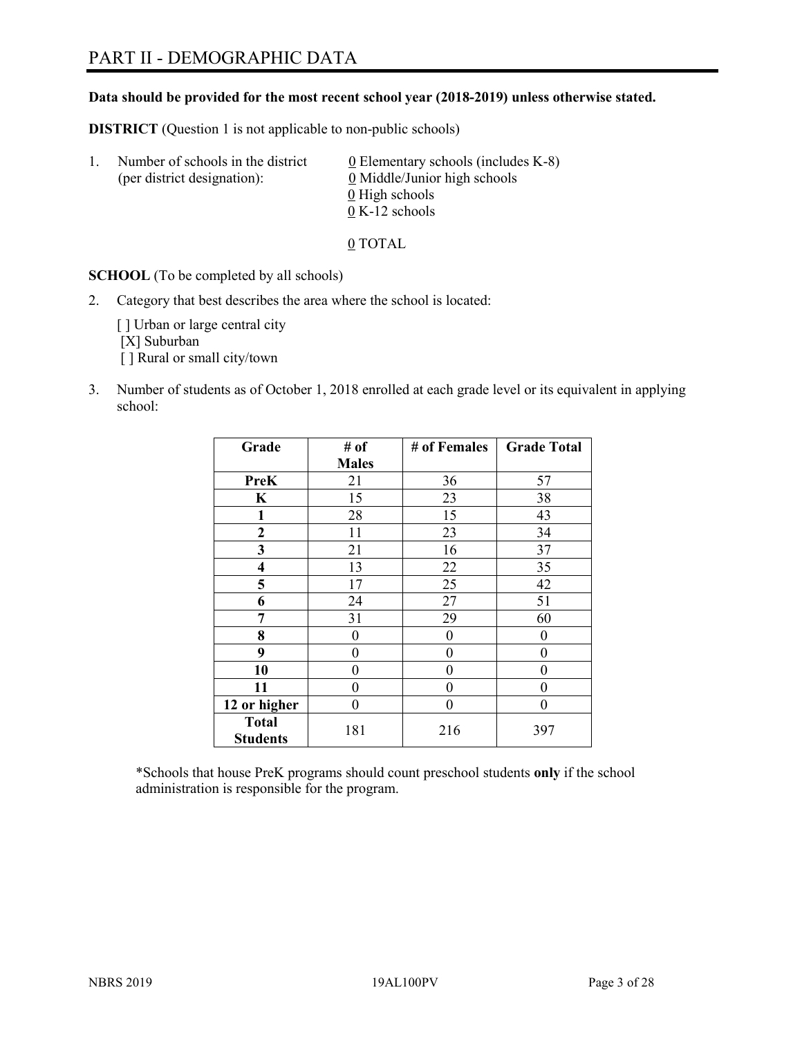# PART II - DEMOGRAPHIC DATA

**Data should be provided for the most recent school year (2018-2019) unless otherwise stated.**

**DISTRICT** (Question 1 is not applicable to non-public schools)

1. Number of schools in the district (per district designation):
   - 0 Elementary schools (includes K-8)
   - 0 Middle/Junior high schools
   - 0 High schools
   - 0 K-12 schools

   0 TOTAL

**SCHOOL** (To be completed by all schools)

2. Category that best describes the area where the school is located:

   [ ] Urban or large central city
   [X] Suburban
   [ ] Rural or small city/town

3. Number of students as of October 1, 2018 enrolled at each grade level or its equivalent in applying school:

| Grade | # of Males | # of Females | Grade Total |
|---|---|---|---|
| **PreK** | 21 | 36 | 57 |
| **K** | 15 | 23 | 38 |
| **1** | 28 | 15 | 43 |
| **2** | 11 | 23 | 34 |
| **3** | 21 | 16 | 37 |
| **4** | 13 | 22 | 35 |
| **5** | 17 | 25 | 42 |
| **6** | 24 | 27 | 51 |
| **7** | 31 | 29 | 60 |
| **8** | 0 | 0 | 0 |
| **9** | 0 | 0 | 0 |
| **10** | 0 | 0 | 0 |
| **11** | 0 | 0 | 0 |
| **12 or higher** | 0 | 0 | 0 |
| **Total Students** | 181 | 216 | 397 |

*Schools that house PreK programs should count preschool students **only** if the school administration is responsible for the program.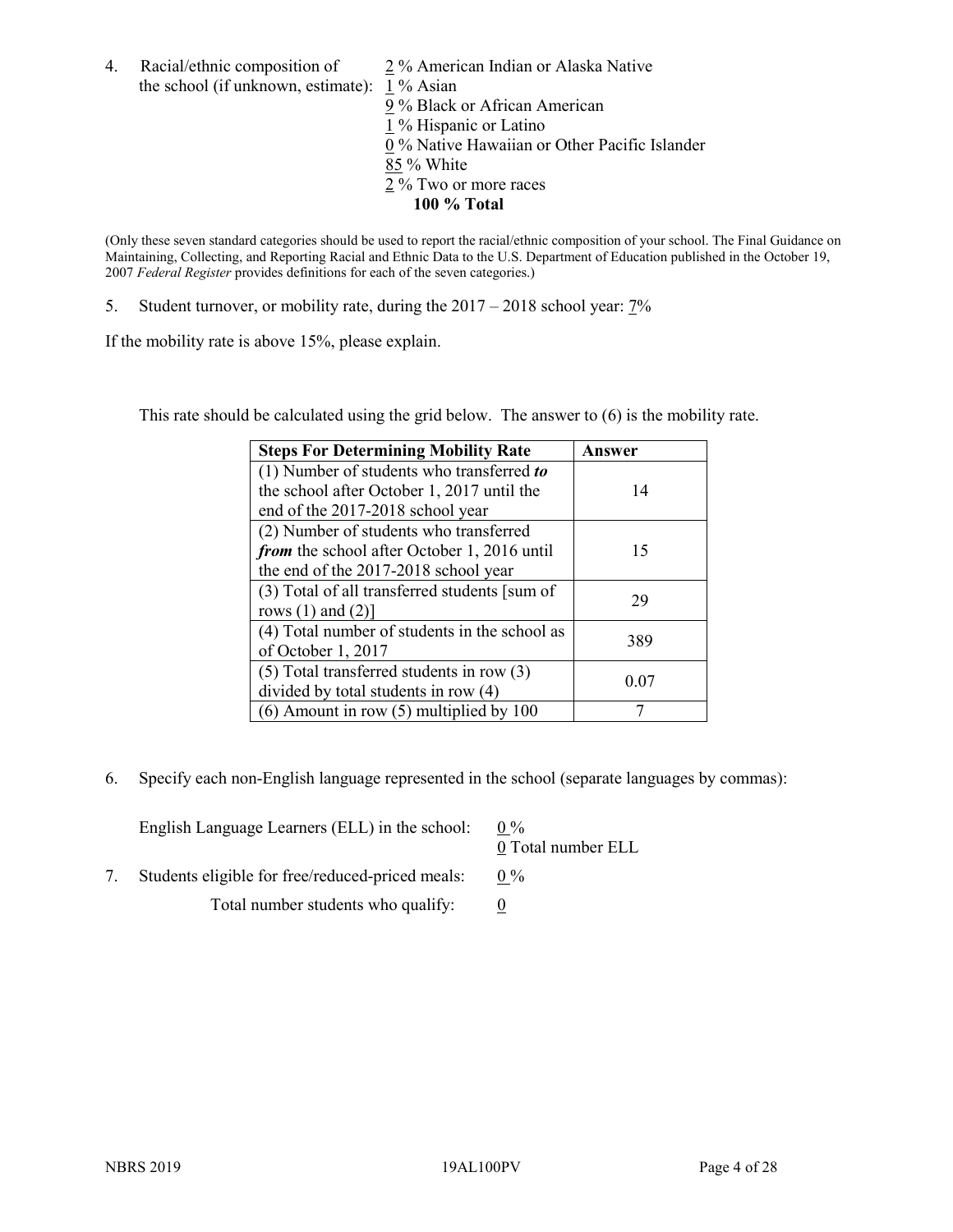4. Racial/ethnic composition of the school (if unknown, estimate):

2 % American Indian or Alaska Native
1 % Asian
9 % Black or African American
1 % Hispanic or Latino
0 % Native Hawaiian or Other Pacific Islander
85 % White
2 % Two or more races
**100 % Total**

(Only these seven standard categories should be used to report the racial/ethnic composition of your school. The Final Guidance on Maintaining, Collecting, and Reporting Racial and Ethnic Data to the U.S. Department of Education published in the October 19, 2007 *Federal Register* provides definitions for each of the seven categories.)

5. Student turnover, or mobility rate, during the 2017 – 2018 school year: 7%

If the mobility rate is above 15%, please explain.

This rate should be calculated using the grid below. The answer to (6) is the mobility rate.

| Steps For Determining Mobility Rate | Answer |
| --- | --- |
| (1) Number of students who transferred ***to*** the school after October 1, 2017 until the end of the 2017-2018 school year | 14 |
| (2) Number of students who transferred ***from*** the school after October 1, 2016 until the end of the 2017-2018 school year | 15 |
| (3) Total of all transferred students [sum of rows (1) and (2)] | 29 |
| (4) Total number of students in the school as of October 1, 2017 | 389 |
| (5) Total transferred students in row (3) divided by total students in row (4) | 0.07 |
| (6) Amount in row (5) multiplied by 100 | 7 |

6. Specify each non-English language represented in the school (separate languages by commas):

English Language Learners (ELL) in the school: 0 %
0 Total number ELL

7. Students eligible for free/reduced-priced meals: 0 %

Total number students who qualify: 0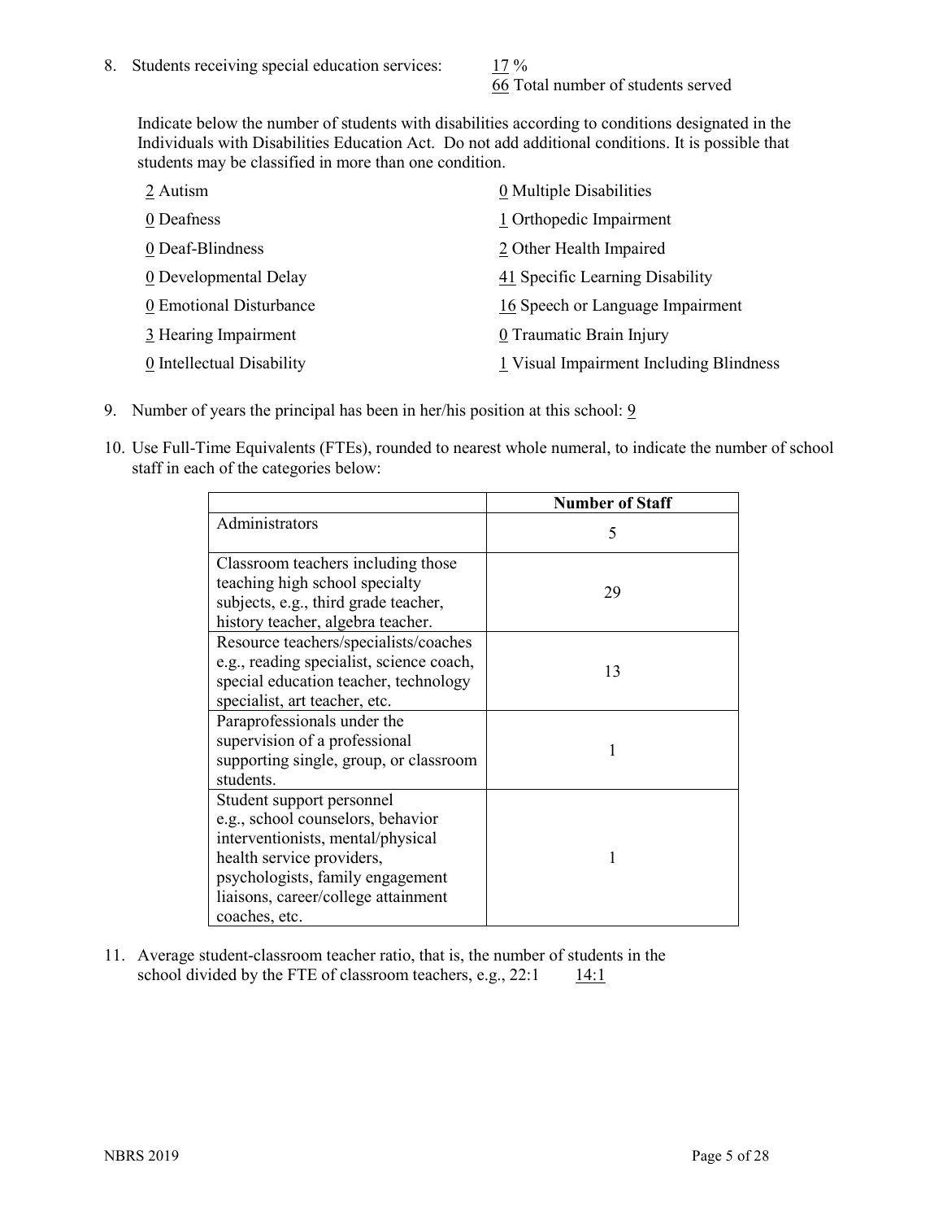8. Students receiving special education services: 17 %
   66 Total number of students served

   Indicate below the number of students with disabilities according to conditions designated in the Individuals with Disabilities Education Act. Do not add additional conditions. It is possible that students may be classified in more than one condition.

   | | |
   |---|---|
   | 2 Autism | 0 Multiple Disabilities |
   | 0 Deafness | 1 Orthopedic Impairment |
   | 0 Deaf-Blindness | 2 Other Health Impaired |
   | 0 Developmental Delay | 41 Specific Learning Disability |
   | 0 Emotional Disturbance | 16 Speech or Language Impairment |
   | 3 Hearing Impairment | 0 Traumatic Brain Injury |
   | 0 Intellectual Disability | 1 Visual Impairment Including Blindness |

9. Number of years the principal has been in her/his position at this school: 9

10. Use Full-Time Equivalents (FTEs), rounded to nearest whole numeral, to indicate the number of school staff in each of the categories below:

| | Number of Staff |
|---|---|
| Administrators | 5 |
| Classroom teachers including those teaching high school specialty subjects, e.g., third grade teacher, history teacher, algebra teacher. | 29 |
| Resource teachers/specialists/coaches e.g., reading specialist, science coach, special education teacher, technology specialist, art teacher, etc. | 13 |
| Paraprofessionals under the supervision of a professional supporting single, group, or classroom students. | 1 |
| Student support personnel e.g., school counselors, behavior interventionists, mental/physical health service providers, psychologists, family engagement liaisons, career/college attainment coaches, etc. | 1 |

11. Average student-classroom teacher ratio, that is, the number of students in the school divided by the FTE of classroom teachers, e.g., 22:1 14:1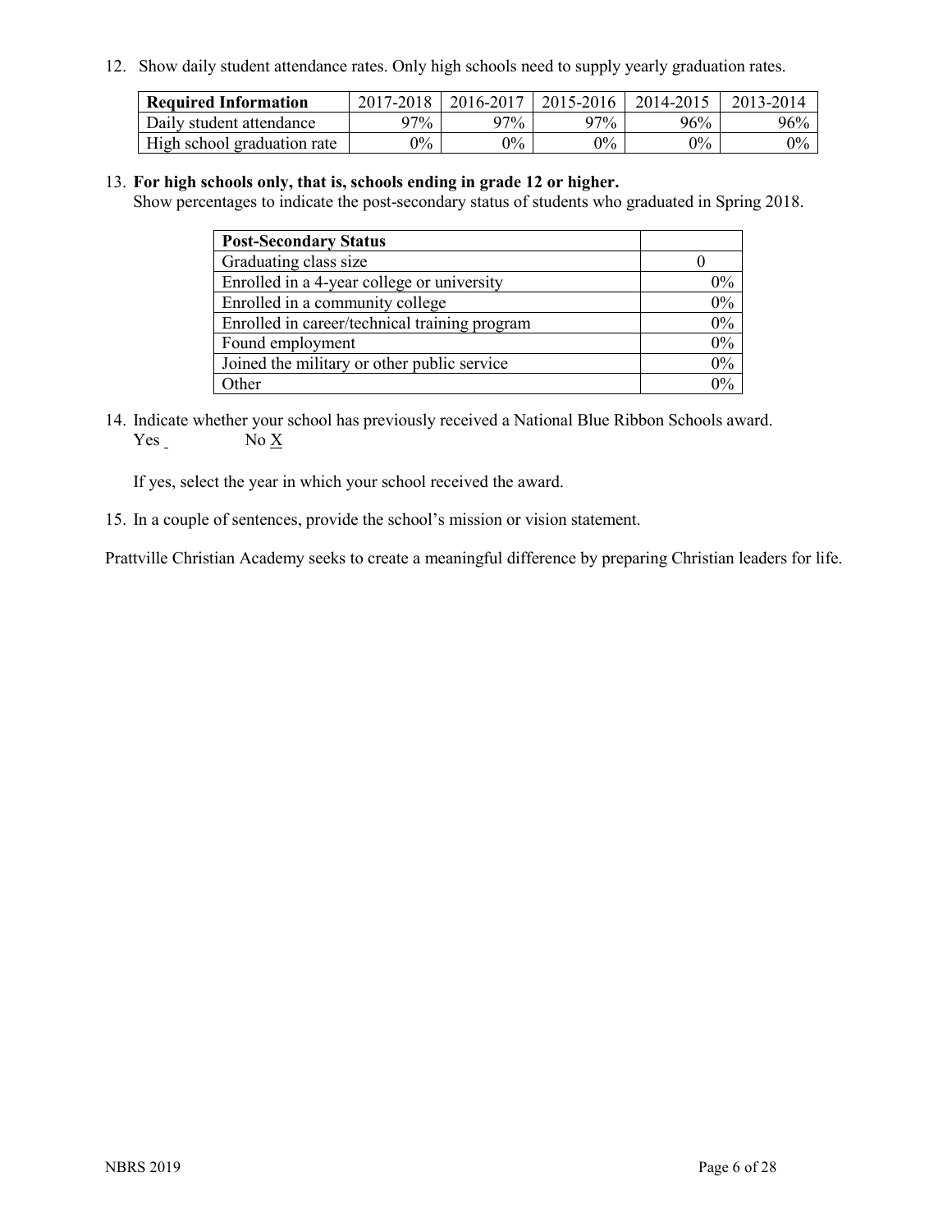12. Show daily student attendance rates. Only high schools need to supply yearly graduation rates.

| Required Information | 2017-2018 | 2016-2017 | 2015-2016 | 2014-2015 | 2013-2014 |
|---|---|---|---|---|---|
| Daily student attendance | 97% | 97% | 97% | 96% | 96% |
| High school graduation rate | 0% | 0% | 0% | 0% | 0% |

13. **For high schools only, that is, schools ending in grade 12 or higher.**
Show percentages to indicate the post-secondary status of students who graduated in Spring 2018.

| Post-Secondary Status | |
|---|---|
| Graduating class size | 0 |
| Enrolled in a 4-year college or university | 0% |
| Enrolled in a community college | 0% |
| Enrolled in career/technical training program | 0% |
| Found employment | 0% |
| Joined the military or other public service | 0% |
| Other | 0% |

14. Indicate whether your school has previously received a National Blue Ribbon Schools award.
Yes _ No X

If yes, select the year in which your school received the award.

15. In a couple of sentences, provide the school's mission or vision statement.

Prattville Christian Academy seeks to create a meaningful difference by preparing Christian leaders for life.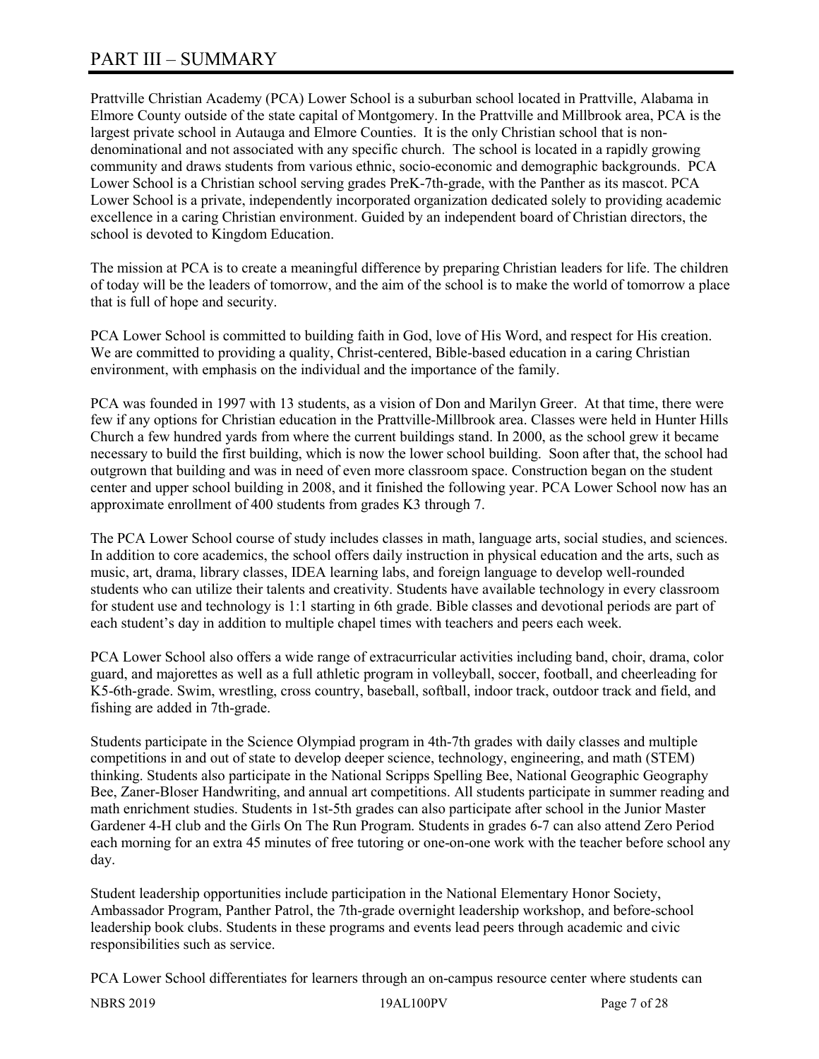# PART III – SUMMARY

Prattville Christian Academy (PCA) Lower School is a suburban school located in Prattville, Alabama in Elmore County outside of the state capital of Montgomery. In the Prattville and Millbrook area, PCA is the largest private school in Autauga and Elmore Counties. It is the only Christian school that is non-denominational and not associated with any specific church. The school is located in a rapidly growing community and draws students from various ethnic, socio-economic and demographic backgrounds. PCA Lower School is a Christian school serving grades PreK-7th-grade, with the Panther as its mascot. PCA Lower School is a private, independently incorporated organization dedicated solely to providing academic excellence in a caring Christian environment. Guided by an independent board of Christian directors, the school is devoted to Kingdom Education.

The mission at PCA is to create a meaningful difference by preparing Christian leaders for life. The children of today will be the leaders of tomorrow, and the aim of the school is to make the world of tomorrow a place that is full of hope and security.

PCA Lower School is committed to building faith in God, love of His Word, and respect for His creation. We are committed to providing a quality, Christ-centered, Bible-based education in a caring Christian environment, with emphasis on the individual and the importance of the family.

PCA was founded in 1997 with 13 students, as a vision of Don and Marilyn Greer. At that time, there were few if any options for Christian education in the Prattville-Millbrook area. Classes were held in Hunter Hills Church a few hundred yards from where the current buildings stand. In 2000, as the school grew it became necessary to build the first building, which is now the lower school building. Soon after that, the school had outgrown that building and was in need of even more classroom space. Construction began on the student center and upper school building in 2008, and it finished the following year. PCA Lower School now has an approximate enrollment of 400 students from grades K3 through 7.

The PCA Lower School course of study includes classes in math, language arts, social studies, and sciences. In addition to core academics, the school offers daily instruction in physical education and the arts, such as music, art, drama, library classes, IDEA learning labs, and foreign language to develop well-rounded students who can utilize their talents and creativity. Students have available technology in every classroom for student use and technology is 1:1 starting in 6th grade. Bible classes and devotional periods are part of each student's day in addition to multiple chapel times with teachers and peers each week.

PCA Lower School also offers a wide range of extracurricular activities including band, choir, drama, color guard, and majorettes as well as a full athletic program in volleyball, soccer, football, and cheerleading for K5-6th-grade. Swim, wrestling, cross country, baseball, softball, indoor track, outdoor track and field, and fishing are added in 7th-grade.

Students participate in the Science Olympiad program in 4th-7th grades with daily classes and multiple competitions in and out of state to develop deeper science, technology, engineering, and math (STEM) thinking. Students also participate in the National Scripps Spelling Bee, National Geographic Geography Bee, Zaner-Bloser Handwriting, and annual art competitions. All students participate in summer reading and math enrichment studies. Students in 1st-5th grades can also participate after school in the Junior Master Gardener 4-H club and the Girls On The Run Program. Students in grades 6-7 can also attend Zero Period each morning for an extra 45 minutes of free tutoring or one-on-one work with the teacher before school any day.

Student leadership opportunities include participation in the National Elementary Honor Society, Ambassador Program, Panther Patrol, the 7th-grade overnight leadership workshop, and before-school leadership book clubs. Students in these programs and events lead peers through academic and civic responsibilities such as service.

PCA Lower School differentiates for learners through an on-campus resource center where students can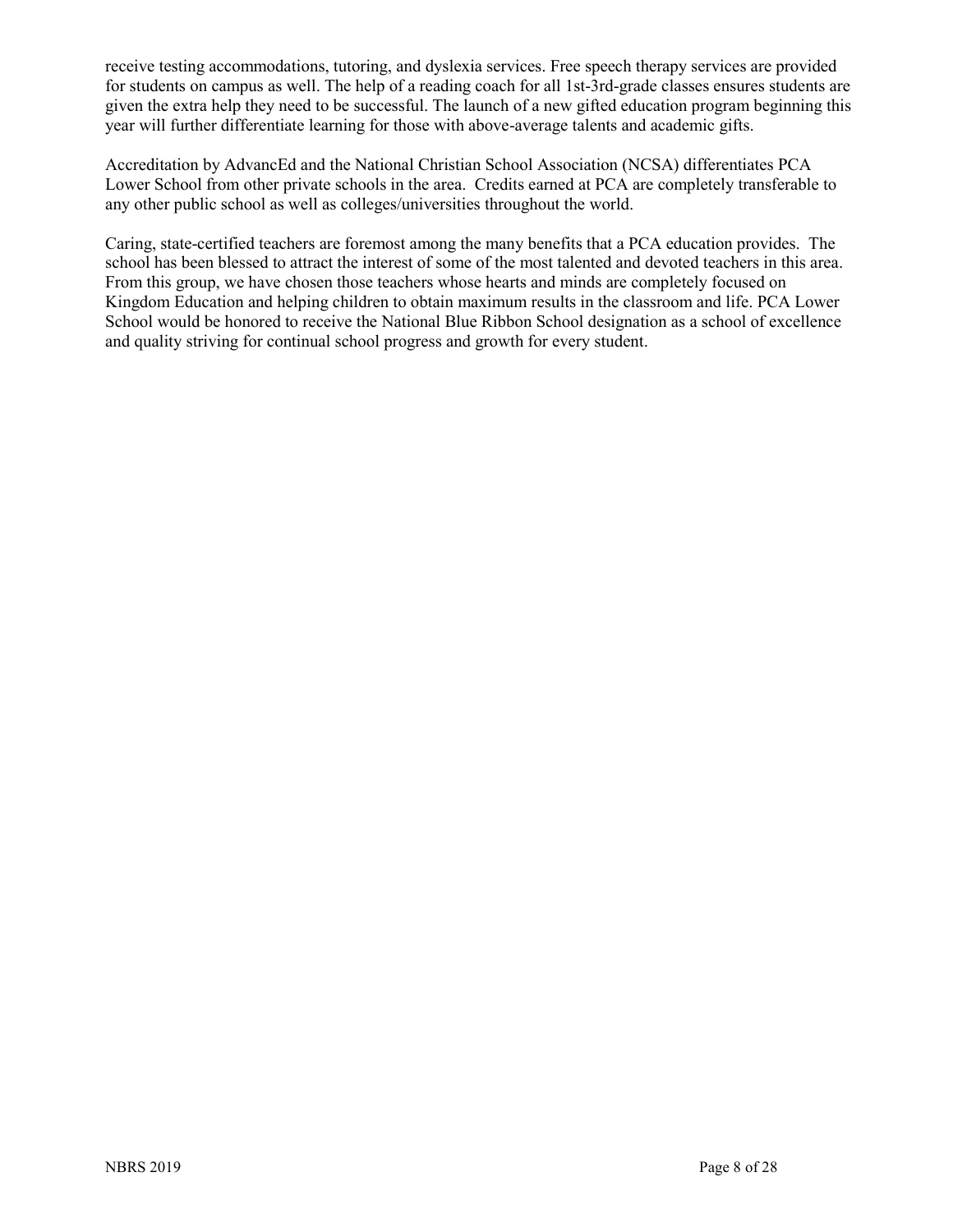receive testing accommodations, tutoring, and dyslexia services. Free speech therapy services are provided for students on campus as well. The help of a reading coach for all 1st-3rd-grade classes ensures students are given the extra help they need to be successful. The launch of a new gifted education program beginning this year will further differentiate learning for those with above-average talents and academic gifts.

Accreditation by AdvancEd and the National Christian School Association (NCSA) differentiates PCA Lower School from other private schools in the area. Credits earned at PCA are completely transferable to any other public school as well as colleges/universities throughout the world.

Caring, state-certified teachers are foremost among the many benefits that a PCA education provides. The school has been blessed to attract the interest of some of the most talented and devoted teachers in this area. From this group, we have chosen those teachers whose hearts and minds are completely focused on Kingdom Education and helping children to obtain maximum results in the classroom and life. PCA Lower School would be honored to receive the National Blue Ribbon School designation as a school of excellence and quality striving for continual school progress and growth for every student.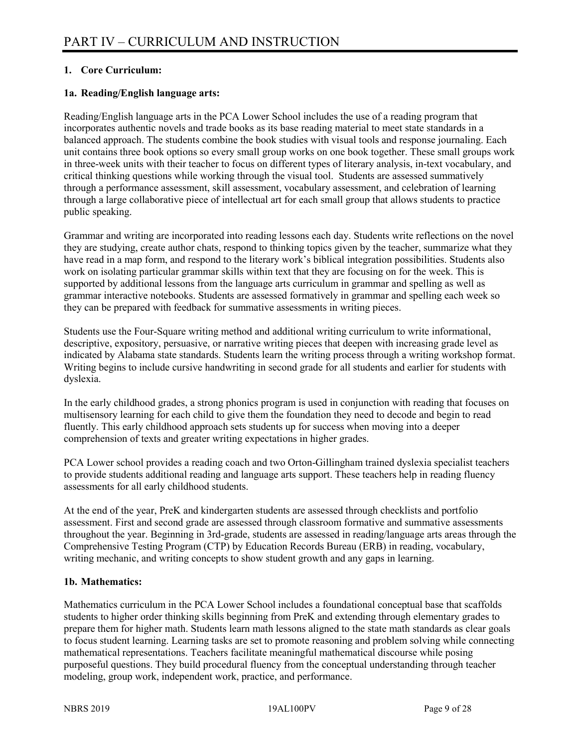# PART IV – CURRICULUM AND INSTRUCTION

**1. Core Curriculum:**

**1a. Reading/English language arts:**

Reading/English language arts in the PCA Lower School includes the use of a reading program that incorporates authentic novels and trade books as its base reading material to meet state standards in a balanced approach. The students combine the book studies with visual tools and response journaling. Each unit contains three book options so every small group works on one book together. These small groups work in three-week units with their teacher to focus on different types of literary analysis, in-text vocabulary, and critical thinking questions while working through the visual tool. Students are assessed summatively through a performance assessment, skill assessment, vocabulary assessment, and celebration of learning through a large collaborative piece of intellectual art for each small group that allows students to practice public speaking.

Grammar and writing are incorporated into reading lessons each day. Students write reflections on the novel they are studying, create author chats, respond to thinking topics given by the teacher, summarize what they have read in a map form, and respond to the literary work's biblical integration possibilities. Students also work on isolating particular grammar skills within text that they are focusing on for the week. This is supported by additional lessons from the language arts curriculum in grammar and spelling as well as grammar interactive notebooks. Students are assessed formatively in grammar and spelling each week so they can be prepared with feedback for summative assessments in writing pieces.

Students use the Four-Square writing method and additional writing curriculum to write informational, descriptive, expository, persuasive, or narrative writing pieces that deepen with increasing grade level as indicated by Alabama state standards. Students learn the writing process through a writing workshop format. Writing begins to include cursive handwriting in second grade for all students and earlier for students with dyslexia.

In the early childhood grades, a strong phonics program is used in conjunction with reading that focuses on multisensory learning for each child to give them the foundation they need to decode and begin to read fluently. This early childhood approach sets students up for success when moving into a deeper comprehension of texts and greater writing expectations in higher grades.

PCA Lower school provides a reading coach and two Orton-Gillingham trained dyslexia specialist teachers to provide students additional reading and language arts support. These teachers help in reading fluency assessments for all early childhood students.

At the end of the year, PreK and kindergarten students are assessed through checklists and portfolio assessment. First and second grade are assessed through classroom formative and summative assessments throughout the year. Beginning in 3rd-grade, students are assessed in reading/language arts areas through the Comprehensive Testing Program (CTP) by Education Records Bureau (ERB) in reading, vocabulary, writing mechanic, and writing concepts to show student growth and any gaps in learning.

**1b. Mathematics:**

Mathematics curriculum in the PCA Lower School includes a foundational conceptual base that scaffolds students to higher order thinking skills beginning from PreK and extending through elementary grades to prepare them for higher math. Students learn math lessons aligned to the state math standards as clear goals to focus student learning. Learning tasks are set to promote reasoning and problem solving while connecting mathematical representations. Teachers facilitate meaningful mathematical discourse while posing purposeful questions. They build procedural fluency from the conceptual understanding through teacher modeling, group work, independent work, practice, and performance.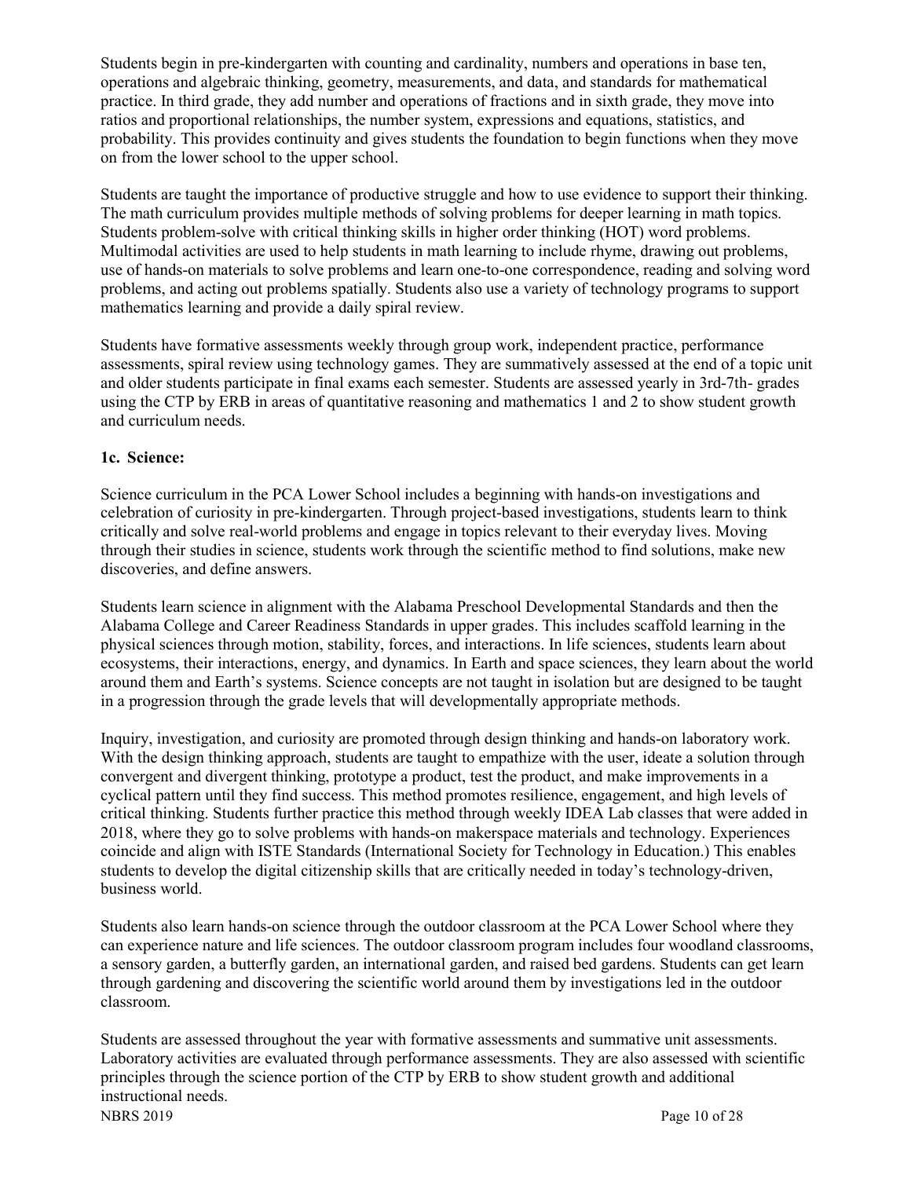Students begin in pre-kindergarten with counting and cardinality, numbers and operations in base ten, operations and algebraic thinking, geometry, measurements, and data, and standards for mathematical practice. In third grade, they add number and operations of fractions and in sixth grade, they move into ratios and proportional relationships, the number system, expressions and equations, statistics, and probability. This provides continuity and gives students the foundation to begin functions when they move on from the lower school to the upper school.

Students are taught the importance of productive struggle and how to use evidence to support their thinking. The math curriculum provides multiple methods of solving problems for deeper learning in math topics. Students problem-solve with critical thinking skills in higher order thinking (HOT) word problems. Multimodal activities are used to help students in math learning to include rhyme, drawing out problems, use of hands-on materials to solve problems and learn one-to-one correspondence, reading and solving word problems, and acting out problems spatially. Students also use a variety of technology programs to support mathematics learning and provide a daily spiral review.

Students have formative assessments weekly through group work, independent practice, performance assessments, spiral review using technology games. They are summatively assessed at the end of a topic unit and older students participate in final exams each semester. Students are assessed yearly in 3rd-7th- grades using the CTP by ERB in areas of quantitative reasoning and mathematics 1 and 2 to show student growth and curriculum needs.

### 1c. Science:

Science curriculum in the PCA Lower School includes a beginning with hands-on investigations and celebration of curiosity in pre-kindergarten. Through project-based investigations, students learn to think critically and solve real-world problems and engage in topics relevant to their everyday lives. Moving through their studies in science, students work through the scientific method to find solutions, make new discoveries, and define answers.

Students learn science in alignment with the Alabama Preschool Developmental Standards and then the Alabama College and Career Readiness Standards in upper grades. This includes scaffold learning in the physical sciences through motion, stability, forces, and interactions. In life sciences, students learn about ecosystems, their interactions, energy, and dynamics. In Earth and space sciences, they learn about the world around them and Earth's systems. Science concepts are not taught in isolation but are designed to be taught in a progression through the grade levels that will developmentally appropriate methods.

Inquiry, investigation, and curiosity are promoted through design thinking and hands-on laboratory work. With the design thinking approach, students are taught to empathize with the user, ideate a solution through convergent and divergent thinking, prototype a product, test the product, and make improvements in a cyclical pattern until they find success. This method promotes resilience, engagement, and high levels of critical thinking. Students further practice this method through weekly IDEA Lab classes that were added in 2018, where they go to solve problems with hands-on makerspace materials and technology. Experiences coincide and align with ISTE Standards (International Society for Technology in Education.) This enables students to develop the digital citizenship skills that are critically needed in today's technology-driven, business world.

Students also learn hands-on science through the outdoor classroom at the PCA Lower School where they can experience nature and life sciences. The outdoor classroom program includes four woodland classrooms, a sensory garden, a butterfly garden, an international garden, and raised bed gardens. Students can get learn through gardening and discovering the scientific world around them by investigations led in the outdoor classroom.

Students are assessed throughout the year with formative assessments and summative unit assessments. Laboratory activities are evaluated through performance assessments. They are also assessed with scientific principles through the science portion of the CTP by ERB to show student growth and additional instructional needs.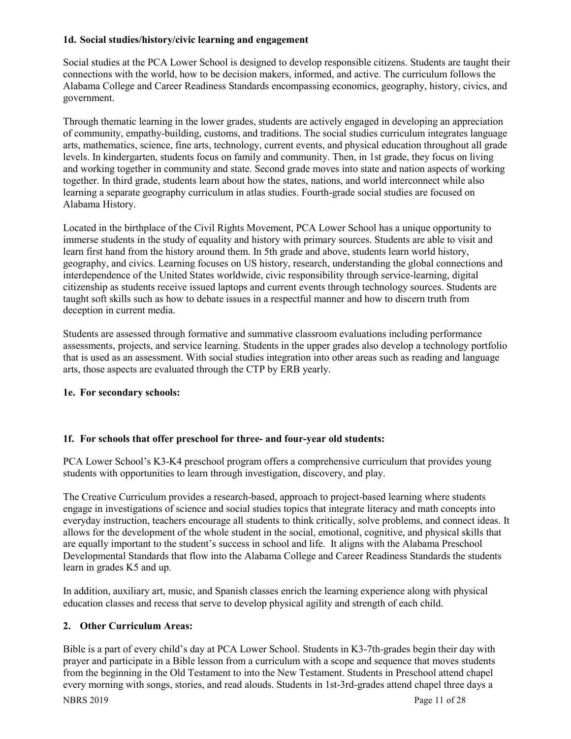**1d. Social studies/history/civic learning and engagement**

Social studies at the PCA Lower School is designed to develop responsible citizens. Students are taught their connections with the world, how to be decision makers, informed, and active. The curriculum follows the Alabama College and Career Readiness Standards encompassing economics, geography, history, civics, and government.

Through thematic learning in the lower grades, students are actively engaged in developing an appreciation of community, empathy-building, customs, and traditions. The social studies curriculum integrates language arts, mathematics, science, fine arts, technology, current events, and physical education throughout all grade levels. In kindergarten, students focus on family and community. Then, in 1st grade, they focus on living and working together in community and state. Second grade moves into state and nation aspects of working together. In third grade, students learn about how the states, nations, and world interconnect while also learning a separate geography curriculum in atlas studies. Fourth-grade social studies are focused on Alabama History.

Located in the birthplace of the Civil Rights Movement, PCA Lower School has a unique opportunity to immerse students in the study of equality and history with primary sources. Students are able to visit and learn first hand from the history around them. In 5th grade and above, students learn world history, geography, and civics. Learning focuses on US history, research, understanding the global connections and interdependence of the United States worldwide, civic responsibility through service-learning, digital citizenship as students receive issued laptops and current events through technology sources. Students are taught soft skills such as how to debate issues in a respectful manner and how to discern truth from deception in current media.

Students are assessed through formative and summative classroom evaluations including performance assessments, projects, and service learning. Students in the upper grades also develop a technology portfolio that is used as an assessment. With social studies integration into other areas such as reading and language arts, those aspects are evaluated through the CTP by ERB yearly.

**1e. For secondary schools:**

**1f. For schools that offer preschool for three- and four-year old students:**

PCA Lower School's K3-K4 preschool program offers a comprehensive curriculum that provides young students with opportunities to learn through investigation, discovery, and play.

The Creative Curriculum provides a research-based, approach to project-based learning where students engage in investigations of science and social studies topics that integrate literacy and math concepts into everyday instruction, teachers encourage all students to think critically, solve problems, and connect ideas. It allows for the development of the whole student in the social, emotional, cognitive, and physical skills that are equally important to the student's success in school and life. It aligns with the Alabama Preschool Developmental Standards that flow into the Alabama College and Career Readiness Standards the students learn in grades K5 and up.

In addition, auxiliary art, music, and Spanish classes enrich the learning experience along with physical education classes and recess that serve to develop physical agility and strength of each child.

**2. Other Curriculum Areas:**

Bible is a part of every child's day at PCA Lower School. Students in K3-7th-grades begin their day with prayer and participate in a Bible lesson from a curriculum with a scope and sequence that moves students from the beginning in the Old Testament to into the New Testament. Students in Preschool attend chapel every morning with songs, stories, and read alouds. Students in 1st-3rd-grades attend chapel three days a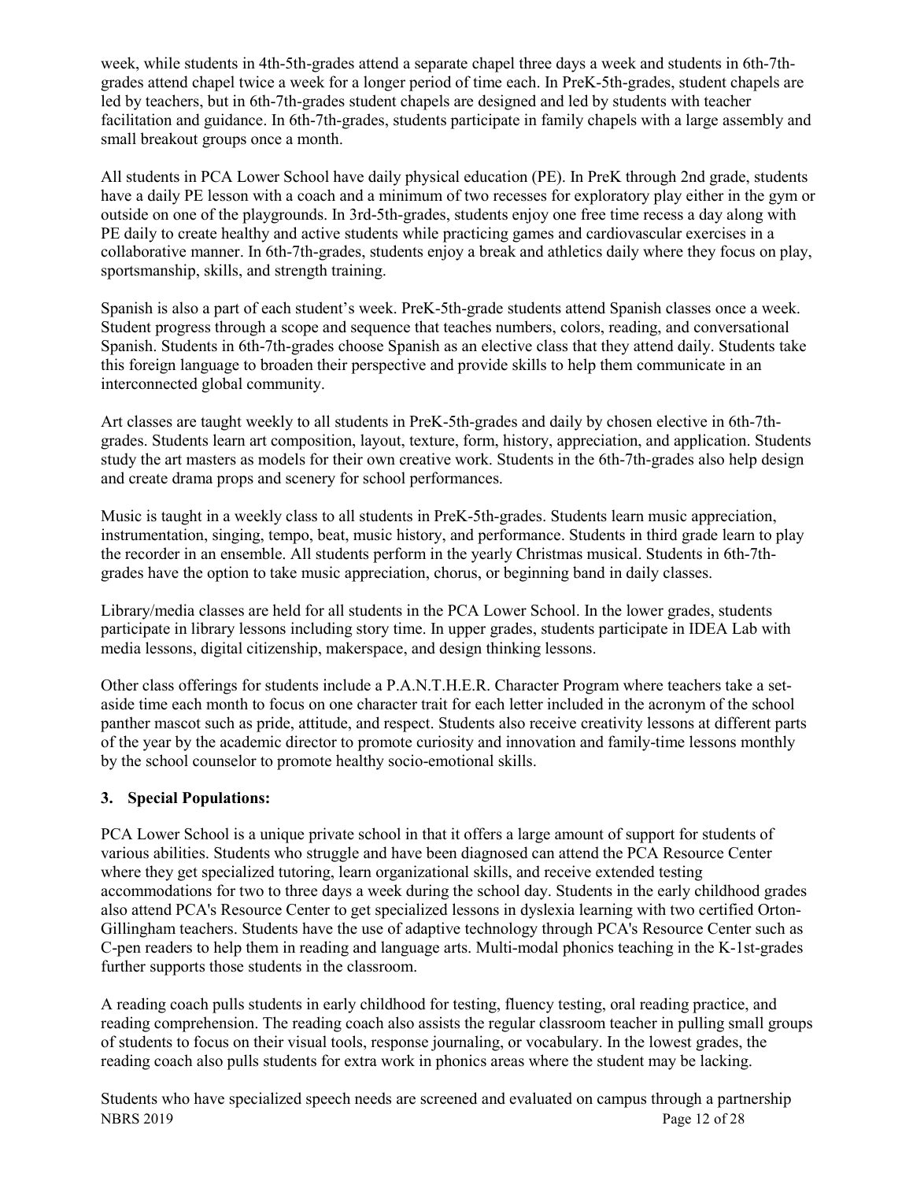week, while students in 4th-5th-grades attend a separate chapel three days a week and students in 6th-7th-grades attend chapel twice a week for a longer period of time each. In PreK-5th-grades, student chapels are led by teachers, but in 6th-7th-grades student chapels are designed and led by students with teacher facilitation and guidance. In 6th-7th-grades, students participate in family chapels with a large assembly and small breakout groups once a month.

All students in PCA Lower School have daily physical education (PE). In PreK through 2nd grade, students have a daily PE lesson with a coach and a minimum of two recesses for exploratory play either in the gym or outside on one of the playgrounds. In 3rd-5th-grades, students enjoy one free time recess a day along with PE daily to create healthy and active students while practicing games and cardiovascular exercises in a collaborative manner. In 6th-7th-grades, students enjoy a break and athletics daily where they focus on play, sportsmanship, skills, and strength training.

Spanish is also a part of each student's week. PreK-5th-grade students attend Spanish classes once a week. Student progress through a scope and sequence that teaches numbers, colors, reading, and conversational Spanish. Students in 6th-7th-grades choose Spanish as an elective class that they attend daily. Students take this foreign language to broaden their perspective and provide skills to help them communicate in an interconnected global community.

Art classes are taught weekly to all students in PreK-5th-grades and daily by chosen elective in 6th-7th-grades. Students learn art composition, layout, texture, form, history, appreciation, and application. Students study the art masters as models for their own creative work. Students in the 6th-7th-grades also help design and create drama props and scenery for school performances.

Music is taught in a weekly class to all students in PreK-5th-grades. Students learn music appreciation, instrumentation, singing, tempo, beat, music history, and performance. Students in third grade learn to play the recorder in an ensemble. All students perform in the yearly Christmas musical. Students in 6th-7th-grades have the option to take music appreciation, chorus, or beginning band in daily classes.

Library/media classes are held for all students in the PCA Lower School. In the lower grades, students participate in library lessons including story time. In upper grades, students participate in IDEA Lab with media lessons, digital citizenship, makerspace, and design thinking lessons.

Other class offerings for students include a P.A.N.T.H.E.R. Character Program where teachers take a set-aside time each month to focus on one character trait for each letter included in the acronym of the school panther mascot such as pride, attitude, and respect. Students also receive creativity lessons at different parts of the year by the academic director to promote curiosity and innovation and family-time lessons monthly by the school counselor to promote healthy socio-emotional skills.

**3. Special Populations:**

PCA Lower School is a unique private school in that it offers a large amount of support for students of various abilities. Students who struggle and have been diagnosed can attend the PCA Resource Center where they get specialized tutoring, learn organizational skills, and receive extended testing accommodations for two to three days a week during the school day. Students in the early childhood grades also attend PCA's Resource Center to get specialized lessons in dyslexia learning with two certified Orton-Gillingham teachers. Students have the use of adaptive technology through PCA's Resource Center such as C-pen readers to help them in reading and language arts. Multi-modal phonics teaching in the K-1st-grades further supports those students in the classroom.

A reading coach pulls students in early childhood for testing, fluency testing, oral reading practice, and reading comprehension. The reading coach also assists the regular classroom teacher in pulling small groups of students to focus on their visual tools, response journaling, or vocabulary. In the lowest grades, the reading coach also pulls students for extra work in phonics areas where the student may be lacking.

Students who have specialized speech needs are screened and evaluated on campus through a partnership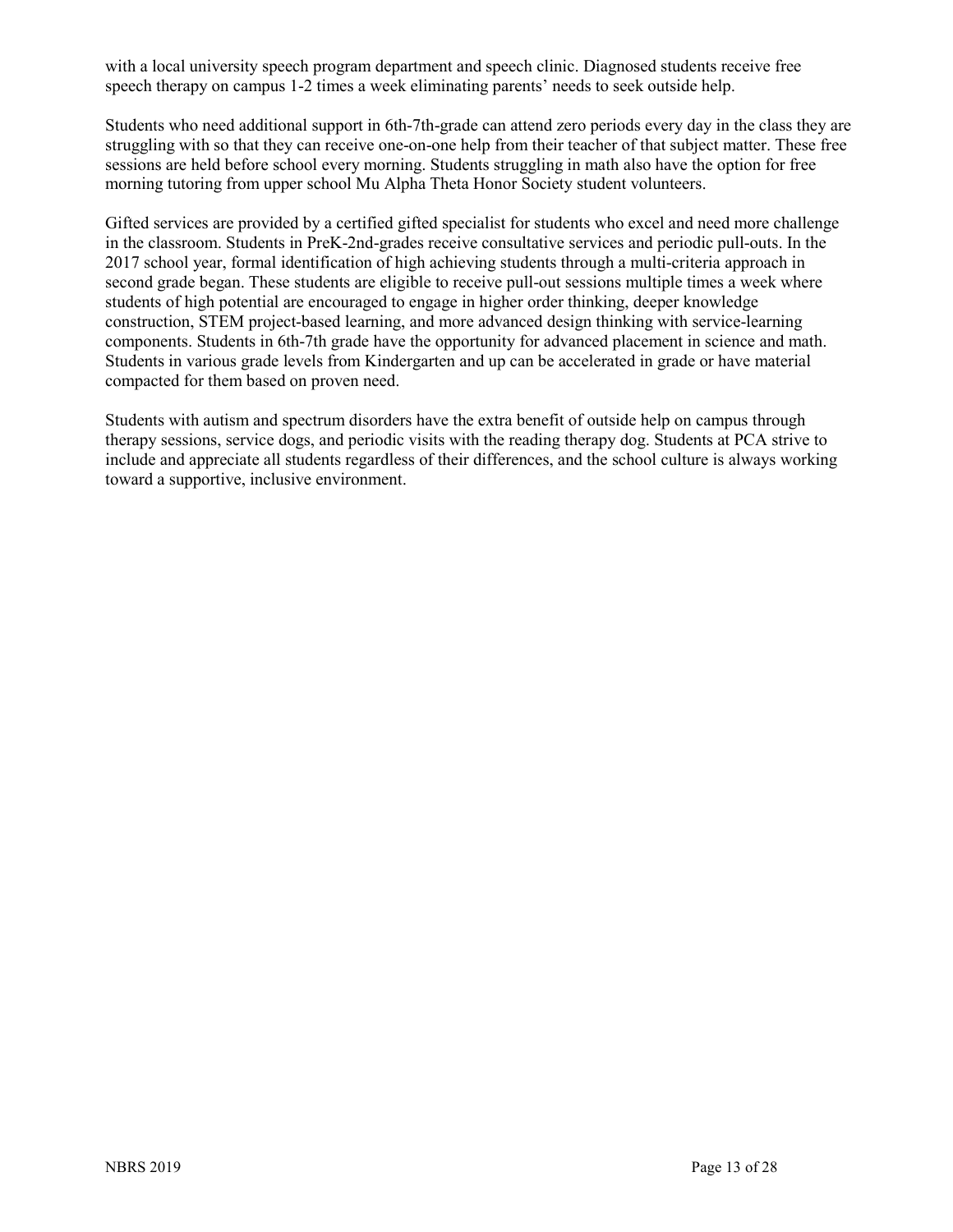with a local university speech program department and speech clinic. Diagnosed students receive free speech therapy on campus 1-2 times a week eliminating parents' needs to seek outside help.

Students who need additional support in 6th-7th-grade can attend zero periods every day in the class they are struggling with so that they can receive one-on-one help from their teacher of that subject matter. These free sessions are held before school every morning. Students struggling in math also have the option for free morning tutoring from upper school Mu Alpha Theta Honor Society student volunteers.

Gifted services are provided by a certified gifted specialist for students who excel and need more challenge in the classroom. Students in PreK-2nd-grades receive consultative services and periodic pull-outs. In the 2017 school year, formal identification of high achieving students through a multi-criteria approach in second grade began. These students are eligible to receive pull-out sessions multiple times a week where students of high potential are encouraged to engage in higher order thinking, deeper knowledge construction, STEM project-based learning, and more advanced design thinking with service-learning components. Students in 6th-7th grade have the opportunity for advanced placement in science and math. Students in various grade levels from Kindergarten and up can be accelerated in grade or have material compacted for them based on proven need.

Students with autism and spectrum disorders have the extra benefit of outside help on campus through therapy sessions, service dogs, and periodic visits with the reading therapy dog. Students at PCA strive to include and appreciate all students regardless of their differences, and the school culture is always working toward a supportive, inclusive environment.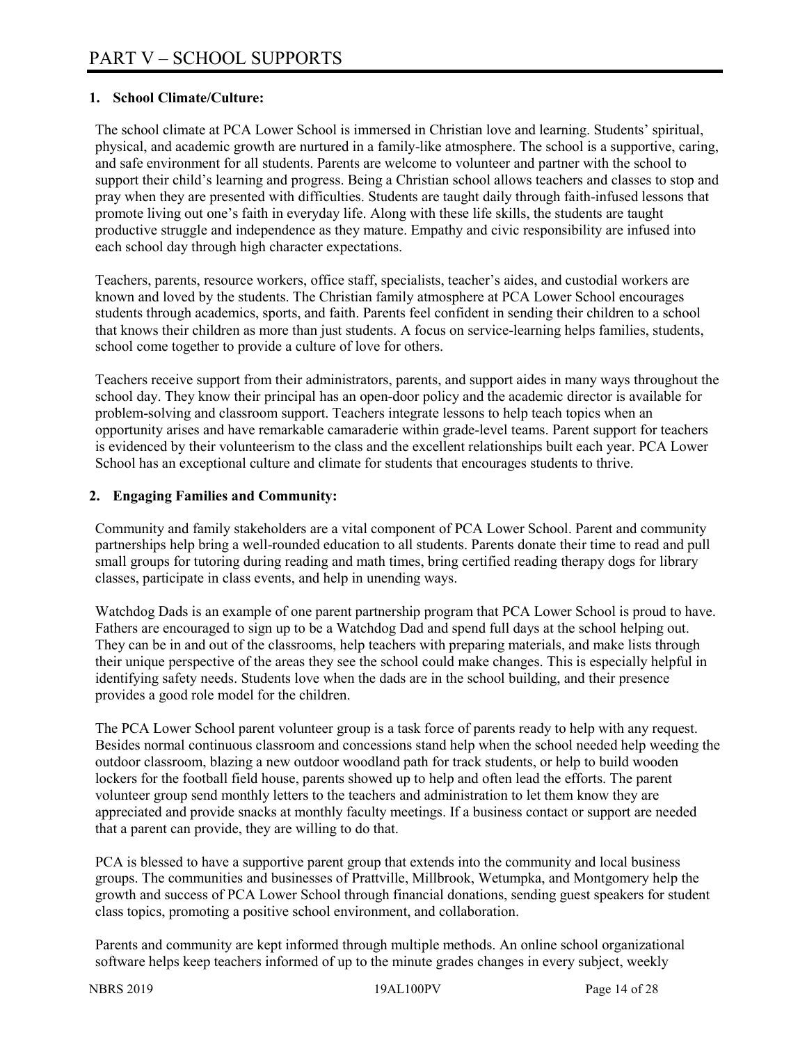# PART V – SCHOOL SUPPORTS

## 1. School Climate/Culture:

The school climate at PCA Lower School is immersed in Christian love and learning. Students' spiritual, physical, and academic growth are nurtured in a family-like atmosphere. The school is a supportive, caring, and safe environment for all students. Parents are welcome to volunteer and partner with the school to support their child's learning and progress. Being a Christian school allows teachers and classes to stop and pray when they are presented with difficulties. Students are taught daily through faith-infused lessons that promote living out one's faith in everyday life. Along with these life skills, the students are taught productive struggle and independence as they mature. Empathy and civic responsibility are infused into each school day through high character expectations.

Teachers, parents, resource workers, office staff, specialists, teacher's aides, and custodial workers are known and loved by the students. The Christian family atmosphere at PCA Lower School encourages students through academics, sports, and faith. Parents feel confident in sending their children to a school that knows their children as more than just students. A focus on service-learning helps families, students, school come together to provide a culture of love for others.

Teachers receive support from their administrators, parents, and support aides in many ways throughout the school day. They know their principal has an open-door policy and the academic director is available for problem-solving and classroom support. Teachers integrate lessons to help teach topics when an opportunity arises and have remarkable camaraderie within grade-level teams. Parent support for teachers is evidenced by their volunteerism to the class and the excellent relationships built each year. PCA Lower School has an exceptional culture and climate for students that encourages students to thrive.

## 2. Engaging Families and Community:

Community and family stakeholders are a vital component of PCA Lower School. Parent and community partnerships help bring a well-rounded education to all students. Parents donate their time to read and pull small groups for tutoring during reading and math times, bring certified reading therapy dogs for library classes, participate in class events, and help in unending ways.

Watchdog Dads is an example of one parent partnership program that PCA Lower School is proud to have. Fathers are encouraged to sign up to be a Watchdog Dad and spend full days at the school helping out. They can be in and out of the classrooms, help teachers with preparing materials, and make lists through their unique perspective of the areas they see the school could make changes. This is especially helpful in identifying safety needs. Students love when the dads are in the school building, and their presence provides a good role model for the children.

The PCA Lower School parent volunteer group is a task force of parents ready to help with any request. Besides normal continuous classroom and concessions stand help when the school needed help weeding the outdoor classroom, blazing a new outdoor woodland path for track students, or help to build wooden lockers for the football field house, parents showed up to help and often lead the efforts. The parent volunteer group send monthly letters to the teachers and administration to let them know they are appreciated and provide snacks at monthly faculty meetings. If a business contact or support are needed that a parent can provide, they are willing to do that.

PCA is blessed to have a supportive parent group that extends into the community and local business groups. The communities and businesses of Prattville, Millbrook, Wetumpka, and Montgomery help the growth and success of PCA Lower School through financial donations, sending guest speakers for student class topics, promoting a positive school environment, and collaboration.

Parents and community are kept informed through multiple methods. An online school organizational software helps keep teachers informed of up to the minute grades changes in every subject, weekly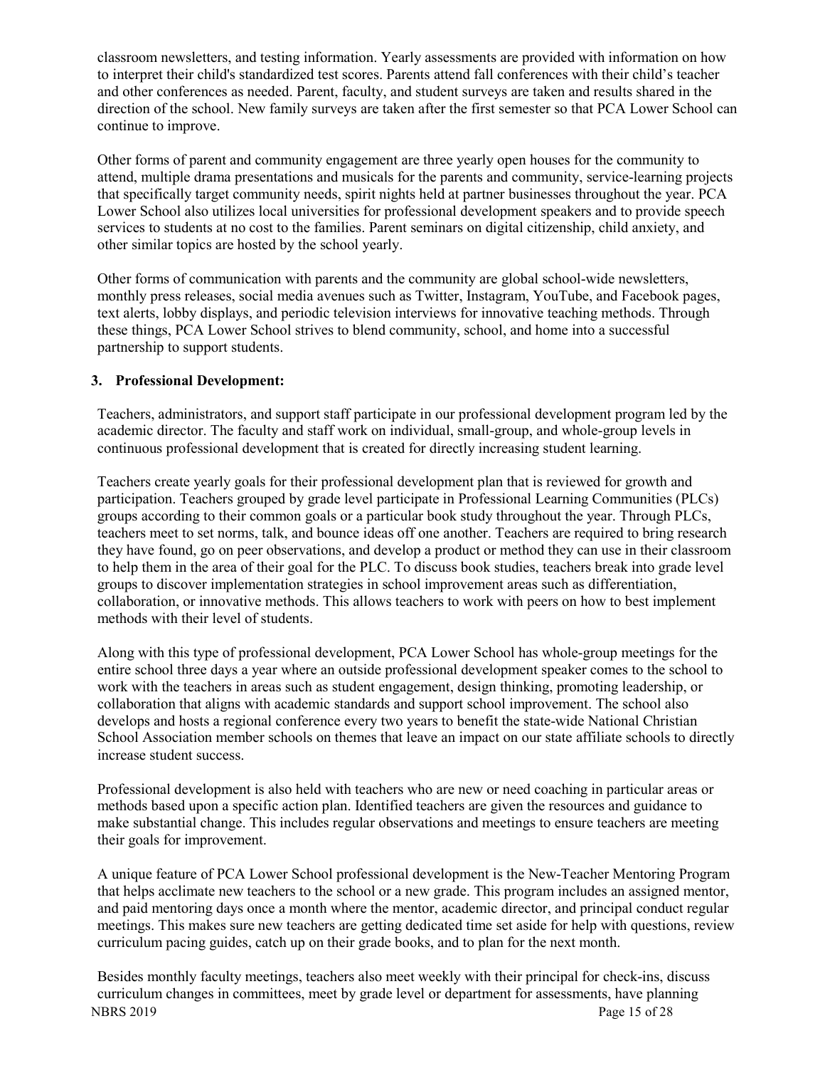classroom newsletters, and testing information. Yearly assessments are provided with information on how to interpret their child's standardized test scores. Parents attend fall conferences with their child's teacher and other conferences as needed. Parent, faculty, and student surveys are taken and results shared in the direction of the school. New family surveys are taken after the first semester so that PCA Lower School can continue to improve.

Other forms of parent and community engagement are three yearly open houses for the community to attend, multiple drama presentations and musicals for the parents and community, service-learning projects that specifically target community needs, spirit nights held at partner businesses throughout the year. PCA Lower School also utilizes local universities for professional development speakers and to provide speech services to students at no cost to the families. Parent seminars on digital citizenship, child anxiety, and other similar topics are hosted by the school yearly.

Other forms of communication with parents and the community are global school-wide newsletters, monthly press releases, social media avenues such as Twitter, Instagram, YouTube, and Facebook pages, text alerts, lobby displays, and periodic television interviews for innovative teaching methods. Through these things, PCA Lower School strives to blend community, school, and home into a successful partnership to support students.

**3. Professional Development:**

Teachers, administrators, and support staff participate in our professional development program led by the academic director. The faculty and staff work on individual, small-group, and whole-group levels in continuous professional development that is created for directly increasing student learning.

Teachers create yearly goals for their professional development plan that is reviewed for growth and participation. Teachers grouped by grade level participate in Professional Learning Communities (PLCs) groups according to their common goals or a particular book study throughout the year. Through PLCs, teachers meet to set norms, talk, and bounce ideas off one another. Teachers are required to bring research they have found, go on peer observations, and develop a product or method they can use in their classroom to help them in the area of their goal for the PLC. To discuss book studies, teachers break into grade level groups to discover implementation strategies in school improvement areas such as differentiation, collaboration, or innovative methods. This allows teachers to work with peers on how to best implement methods with their level of students.

Along with this type of professional development, PCA Lower School has whole-group meetings for the entire school three days a year where an outside professional development speaker comes to the school to work with the teachers in areas such as student engagement, design thinking, promoting leadership, or collaboration that aligns with academic standards and support school improvement. The school also develops and hosts a regional conference every two years to benefit the state-wide National Christian School Association member schools on themes that leave an impact on our state affiliate schools to directly increase student success.

Professional development is also held with teachers who are new or need coaching in particular areas or methods based upon a specific action plan. Identified teachers are given the resources and guidance to make substantial change. This includes regular observations and meetings to ensure teachers are meeting their goals for improvement.

A unique feature of PCA Lower School professional development is the New-Teacher Mentoring Program that helps acclimate new teachers to the school or a new grade. This program includes an assigned mentor, and paid mentoring days once a month where the mentor, academic director, and principal conduct regular meetings. This makes sure new teachers are getting dedicated time set aside for help with questions, review curriculum pacing guides, catch up on their grade books, and to plan for the next month.

Besides monthly faculty meetings, teachers also meet weekly with their principal for check-ins, discuss curriculum changes in committees, meet by grade level or department for assessments, have planning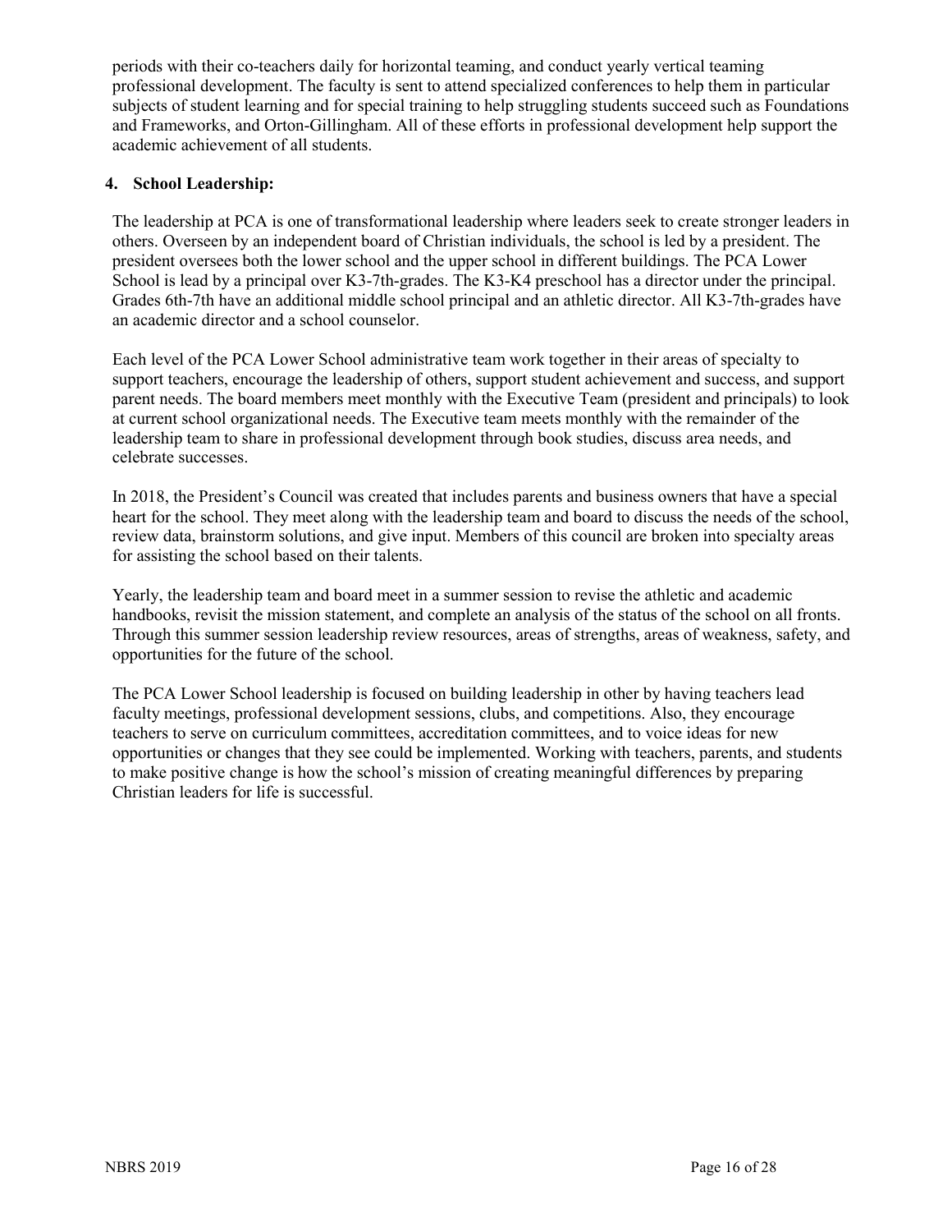periods with their co-teachers daily for horizontal teaming, and conduct yearly vertical teaming professional development. The faculty is sent to attend specialized conferences to help them in particular subjects of student learning and for special training to help struggling students succeed such as Foundations and Frameworks, and Orton-Gillingham. All of these efforts in professional development help support the academic achievement of all students.

**4. School Leadership:**

The leadership at PCA is one of transformational leadership where leaders seek to create stronger leaders in others. Overseen by an independent board of Christian individuals, the school is led by a president. The president oversees both the lower school and the upper school in different buildings. The PCA Lower School is lead by a principal over K3-7th-grades. The K3-K4 preschool has a director under the principal. Grades 6th-7th have an additional middle school principal and an athletic director. All K3-7th-grades have an academic director and a school counselor.

Each level of the PCA Lower School administrative team work together in their areas of specialty to support teachers, encourage the leadership of others, support student achievement and success, and support parent needs. The board members meet monthly with the Executive Team (president and principals) to look at current school organizational needs. The Executive team meets monthly with the remainder of the leadership team to share in professional development through book studies, discuss area needs, and celebrate successes.

In 2018, the President's Council was created that includes parents and business owners that have a special heart for the school. They meet along with the leadership team and board to discuss the needs of the school, review data, brainstorm solutions, and give input. Members of this council are broken into specialty areas for assisting the school based on their talents.

Yearly, the leadership team and board meet in a summer session to revise the athletic and academic handbooks, revisit the mission statement, and complete an analysis of the status of the school on all fronts. Through this summer session leadership review resources, areas of strengths, areas of weakness, safety, and opportunities for the future of the school.

The PCA Lower School leadership is focused on building leadership in other by having teachers lead faculty meetings, professional development sessions, clubs, and competitions. Also, they encourage teachers to serve on curriculum committees, accreditation committees, and to voice ideas for new opportunities or changes that they see could be implemented. Working with teachers, parents, and students to make positive change is how the school's mission of creating meaningful differences by preparing Christian leaders for life is successful.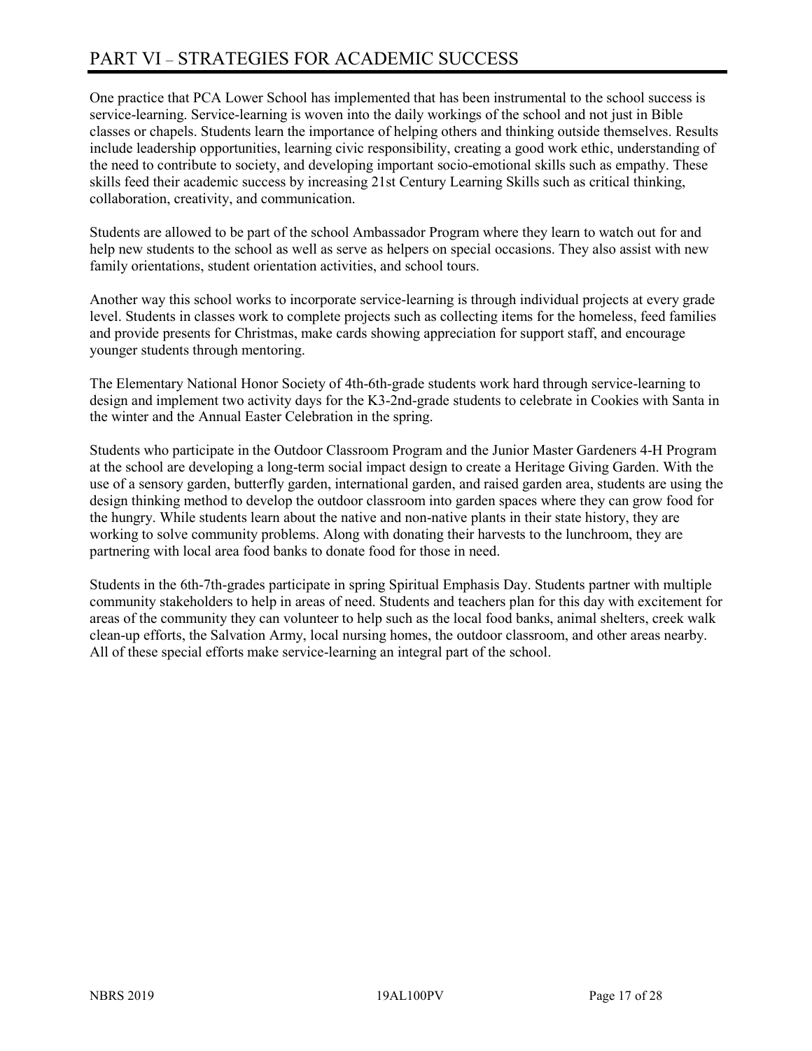# PART VI – STRATEGIES FOR ACADEMIC SUCCESS

One practice that PCA Lower School has implemented that has been instrumental to the school success is service-learning. Service-learning is woven into the daily workings of the school and not just in Bible classes or chapels. Students learn the importance of helping others and thinking outside themselves. Results include leadership opportunities, learning civic responsibility, creating a good work ethic, understanding of the need to contribute to society, and developing important socio-emotional skills such as empathy. These skills feed their academic success by increasing 21st Century Learning Skills such as critical thinking, collaboration, creativity, and communication.

Students are allowed to be part of the school Ambassador Program where they learn to watch out for and help new students to the school as well as serve as helpers on special occasions. They also assist with new family orientations, student orientation activities, and school tours.

Another way this school works to incorporate service-learning is through individual projects at every grade level. Students in classes work to complete projects such as collecting items for the homeless, feed families and provide presents for Christmas, make cards showing appreciation for support staff, and encourage younger students through mentoring.

The Elementary National Honor Society of 4th-6th-grade students work hard through service-learning to design and implement two activity days for the K3-2nd-grade students to celebrate in Cookies with Santa in the winter and the Annual Easter Celebration in the spring.

Students who participate in the Outdoor Classroom Program and the Junior Master Gardeners 4-H Program at the school are developing a long-term social impact design to create a Heritage Giving Garden. With the use of a sensory garden, butterfly garden, international garden, and raised garden area, students are using the design thinking method to develop the outdoor classroom into garden spaces where they can grow food for the hungry. While students learn about the native and non-native plants in their state history, they are working to solve community problems. Along with donating their harvests to the lunchroom, they are partnering with local area food banks to donate food for those in need.

Students in the 6th-7th-grades participate in spring Spiritual Emphasis Day. Students partner with multiple community stakeholders to help in areas of need. Students and teachers plan for this day with excitement for areas of the community they can volunteer to help such as the local food banks, animal shelters, creek walk clean-up efforts, the Salvation Army, local nursing homes, the outdoor classroom, and other areas nearby. All of these special efforts make service-learning an integral part of the school.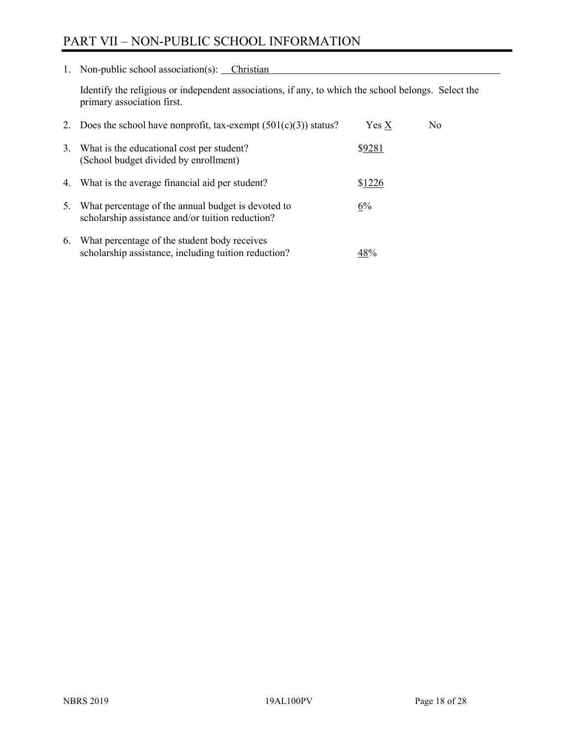# PART VII – NON-PUBLIC SCHOOL INFORMATION

1. Non-public school association(s): Christian

   Identify the religious or independent associations, if any, to which the school belongs. Select the primary association first.

2. Does the school have nonprofit, tax-exempt (501(c)(3)) status? Yes X No

3. What is the educational cost per student? (School budget divided by enrollment) $9281

4. What is the average financial aid per student? $1226

5. What percentage of the annual budget is devoted to scholarship assistance and/or tuition reduction? 6%

6. What percentage of the student body receives scholarship assistance, including tuition reduction? 48%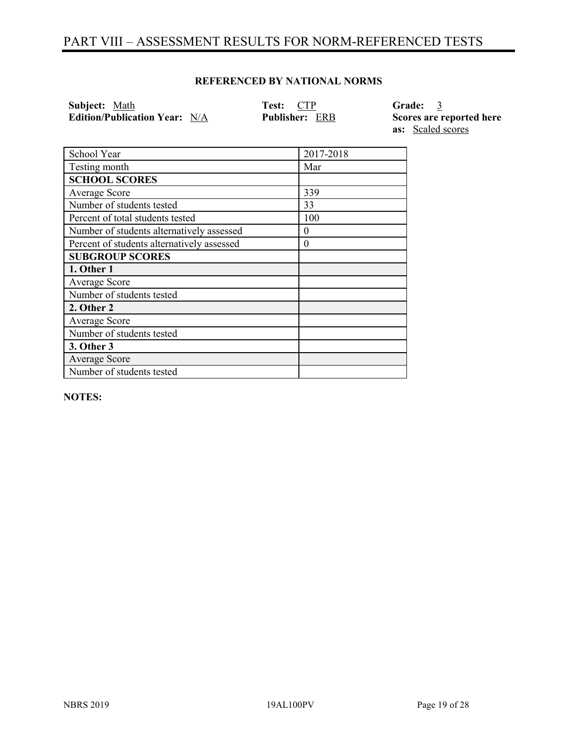# PART VIII – ASSESSMENT RESULTS FOR NORM-REFERENCED TESTS

**REFERENCED BY NATIONAL NORMS**

**Subject:** Math
**Edition/Publication Year:** N/A
**Test:** CTP
**Publisher:** ERB
**Grade:** 3
**Scores are reported here as:** Scaled scores

| School Year | 2017-2018 |
|---|---|
| Testing month | Mar |
| **SCHOOL SCORES** | |
| Average Score | 339 |
| Number of students tested | 33 |
| Percent of total students tested | 100 |
| Number of students alternatively assessed | 0 |
| Percent of students alternatively assessed | 0 |
| **SUBGROUP SCORES** | |
| **1. Other 1** | |
| Average Score | |
| Number of students tested | |
| **2. Other 2** | |
| Average Score | |
| Number of students tested | |
| **3. Other 3** | |
| Average Score | |
| Number of students tested | |

**NOTES:**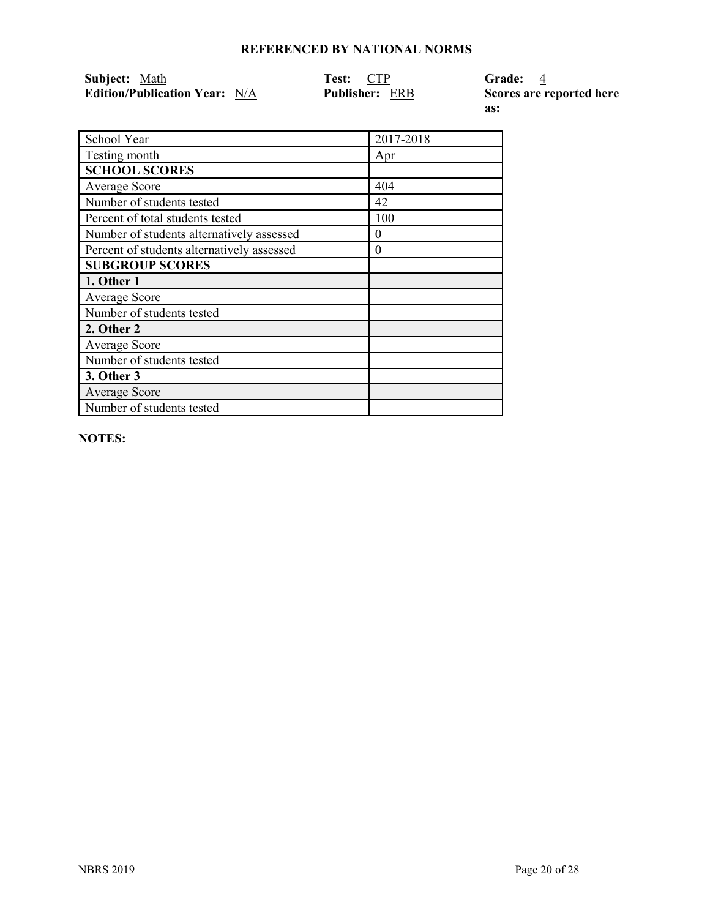**REFERENCED BY NATIONAL NORMS**

**Subject:** Math
**Edition/Publication Year:** N/A
**Test:** CTP
**Publisher:** ERB
**Grade:** 4
**Scores are reported here as:**

| School Year | 2017-2018 |
|---|---|
| Testing month | Apr |
| **SCHOOL SCORES** | |
| Average Score | 404 |
| Number of students tested | 42 |
| Percent of total students tested | 100 |
| Number of students alternatively assessed | 0 |
| Percent of students alternatively assessed | 0 |
| **SUBGROUP SCORES** | |
| **1. Other 1** | |
| Average Score | |
| Number of students tested | |
| **2. Other 2** | |
| Average Score | |
| Number of students tested | |
| **3. Other 3** | |
| Average Score | |
| Number of students tested | |

**NOTES:**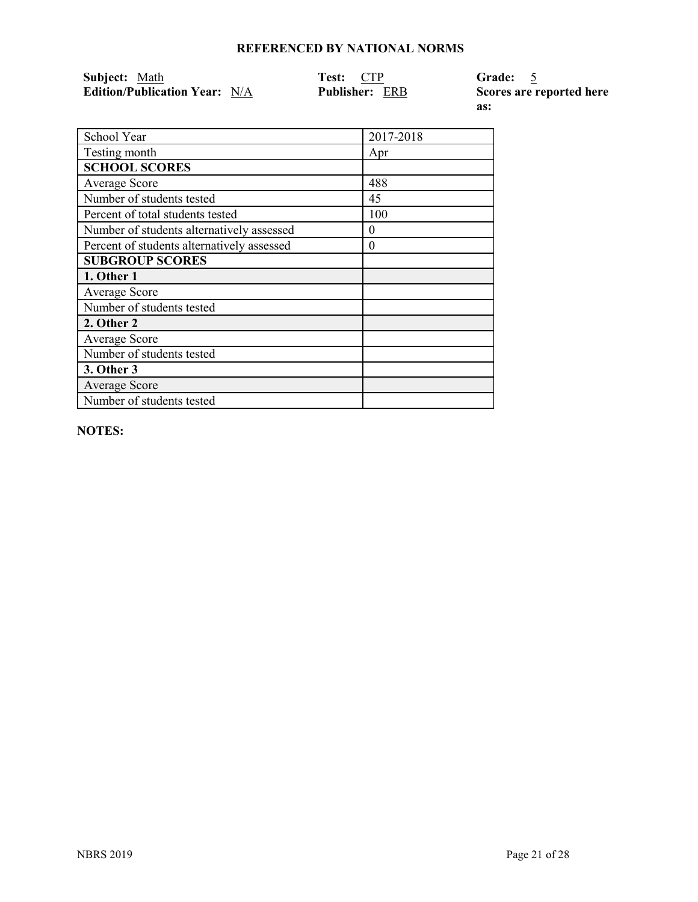**REFERENCED BY NATIONAL NORMS**

**Subject:** Math
**Edition/Publication Year:** N/A

**Test:** CTP
**Publisher:** ERB

**Grade:** 5
**Scores are reported here as:**

| School Year | 2017-2018 |
| --- | --- |
| Testing month | Apr |
| **SCHOOL SCORES** | |
| Average Score | 488 |
| Number of students tested | 45 |
| Percent of total students tested | 100 |
| Number of students alternatively assessed | 0 |
| Percent of students alternatively assessed | 0 |
| **SUBGROUP SCORES** | |
| **1. Other 1** | |
| Average Score | |
| Number of students tested | |
| **2. Other 2** | |
| Average Score | |
| Number of students tested | |
| **3. Other 3** | |
| Average Score | |
| Number of students tested | |

**NOTES:**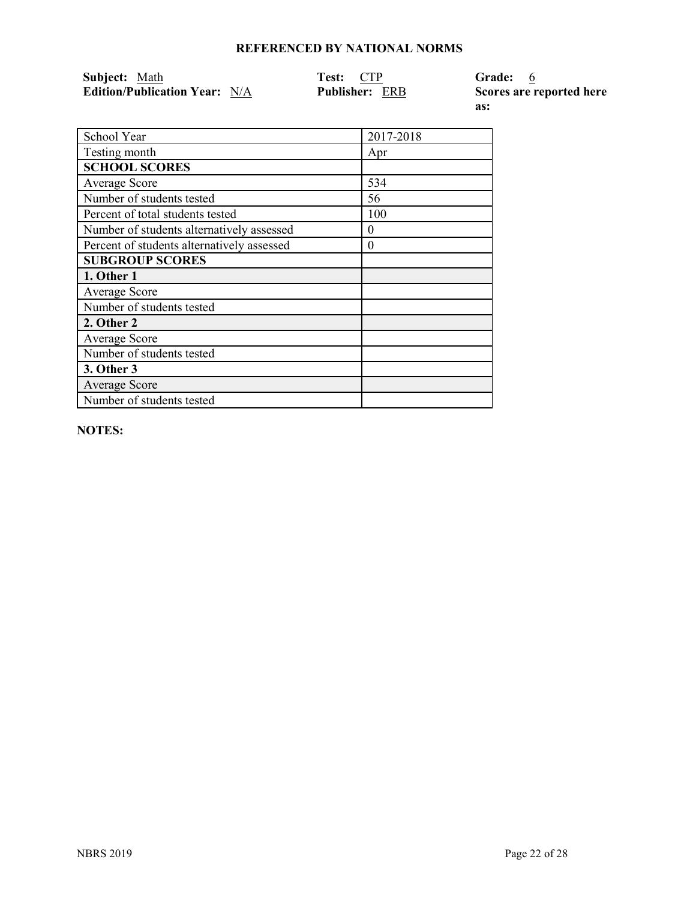## REFERENCED BY NATIONAL NORMS

**Subject:** Math
**Edition/Publication Year:** N/A
**Test:** CTP
**Publisher:** ERB
**Grade:** 6
**Scores are reported here as:**

| School Year | 2017-2018 |
|---|---|
| Testing month | Apr |
| **SCHOOL SCORES** | |
| Average Score | 534 |
| Number of students tested | 56 |
| Percent of total students tested | 100 |
| Number of students alternatively assessed | 0 |
| Percent of students alternatively assessed | 0 |
| **SUBGROUP SCORES** | |
| **1. Other 1** | |
| Average Score | |
| Number of students tested | |
| **2. Other 2** | |
| Average Score | |
| Number of students tested | |
| **3. Other 3** | |
| Average Score | |
| Number of students tested | |

**NOTES:**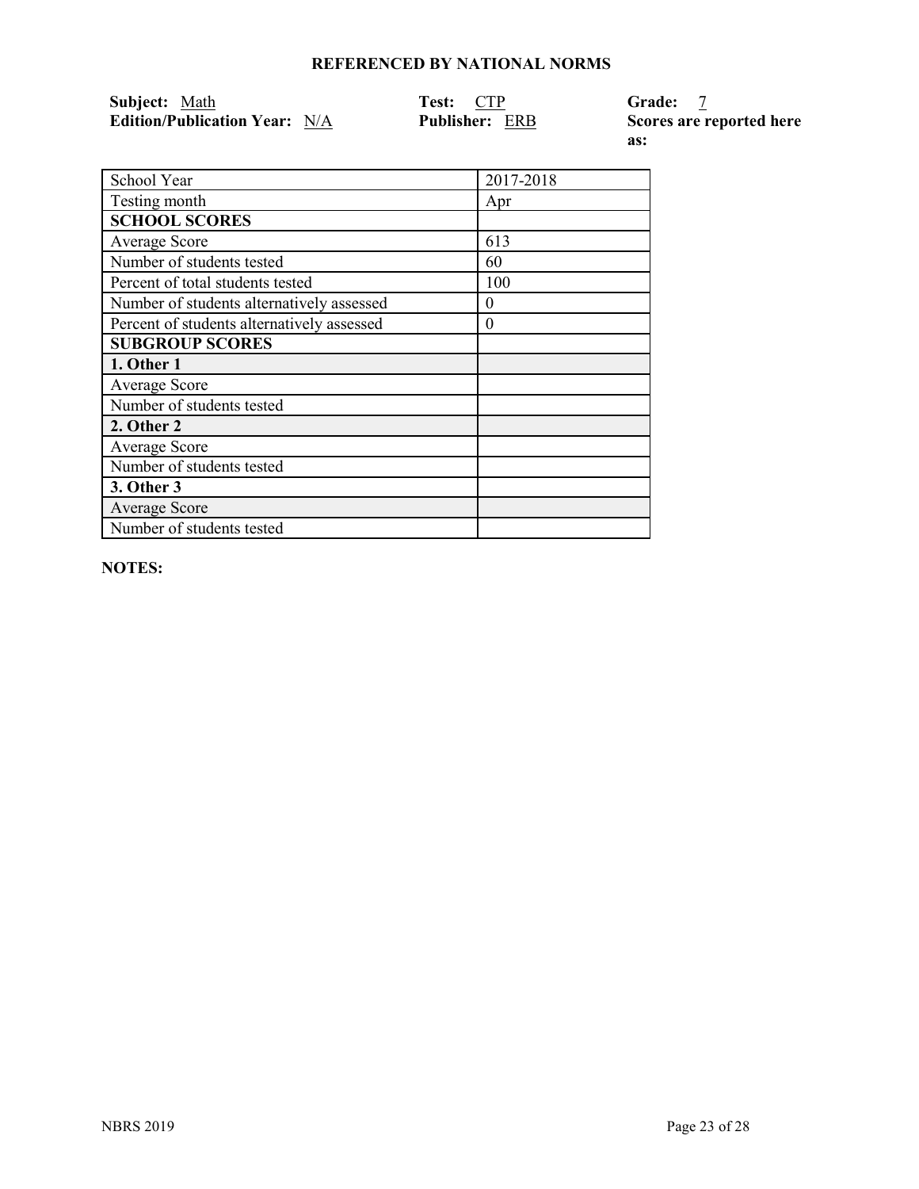### REFERENCED BY NATIONAL NORMS

**Subject:** Math
**Edition/Publication Year:** N/A
**Test:** CTP
**Publisher:** ERB
**Grade:** 7
**Scores are reported here as:**

| School Year | 2017-2018 |
|---|---|
| Testing month | Apr |
| **SCHOOL SCORES** | |
| Average Score | 613 |
| Number of students tested | 60 |
| Percent of total students tested | 100 |
| Number of students alternatively assessed | 0 |
| Percent of students alternatively assessed | 0 |
| **SUBGROUP SCORES** | |
| **1. Other 1** | |
| Average Score | |
| Number of students tested | |
| **2. Other 2** | |
| Average Score | |
| Number of students tested | |
| **3. Other 3** | |
| Average Score | |
| Number of students tested | |

**NOTES:**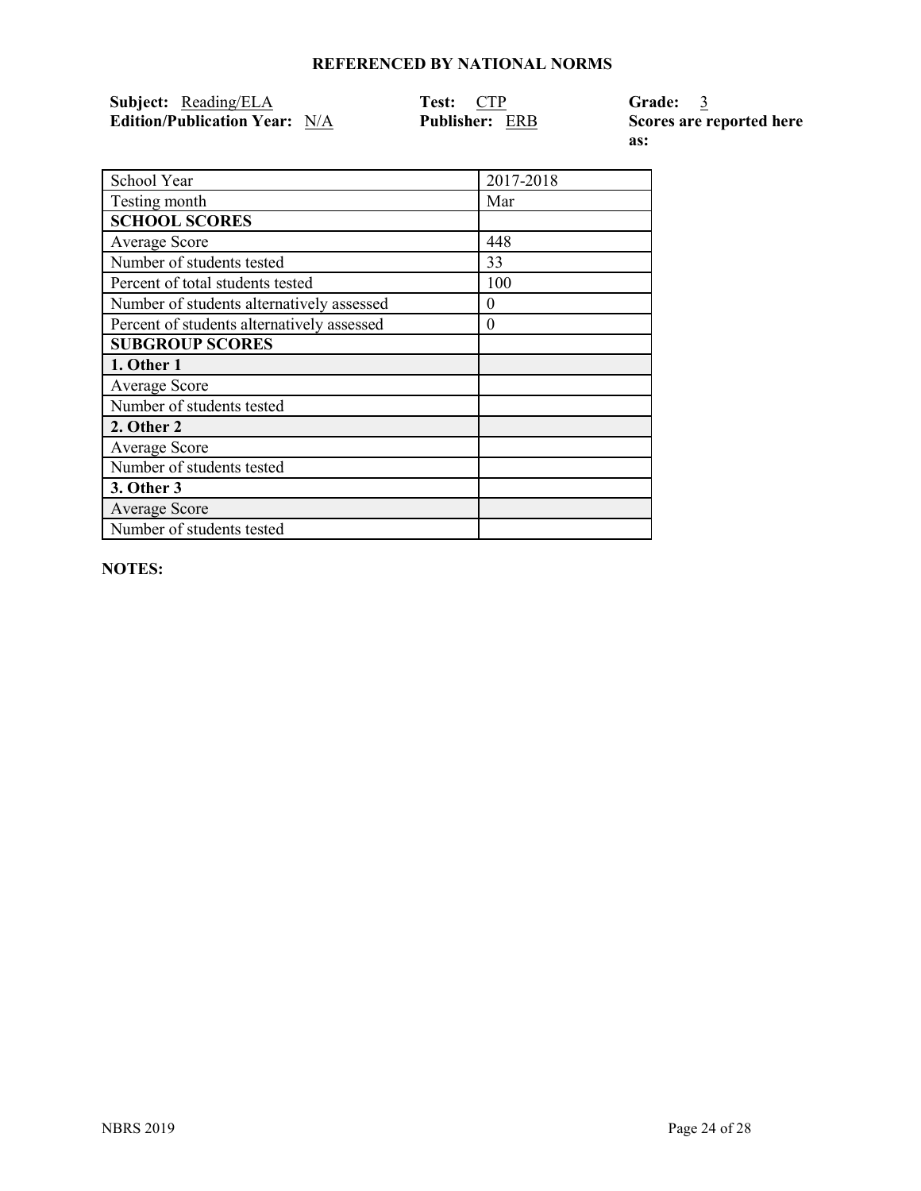## REFERENCED BY NATIONAL NORMS

**Subject:** Reading/ELA **Test:** CTP **Grade:** 3
**Edition/Publication Year:** N/A **Publisher:** ERB **Scores are reported here as:**

| School Year | 2017-2018 |
| --- | --- |
| Testing month | Mar |
| **SCHOOL SCORES** | |
| Average Score | 448 |
| Number of students tested | 33 |
| Percent of total students tested | 100 |
| Number of students alternatively assessed | 0 |
| Percent of students alternatively assessed | 0 |
| **SUBGROUP SCORES** | |
| **1. Other 1** | |
| Average Score | |
| Number of students tested | |
| **2. Other 2** | |
| Average Score | |
| Number of students tested | |
| **3. Other 3** | |
| Average Score | |
| Number of students tested | |

**NOTES:**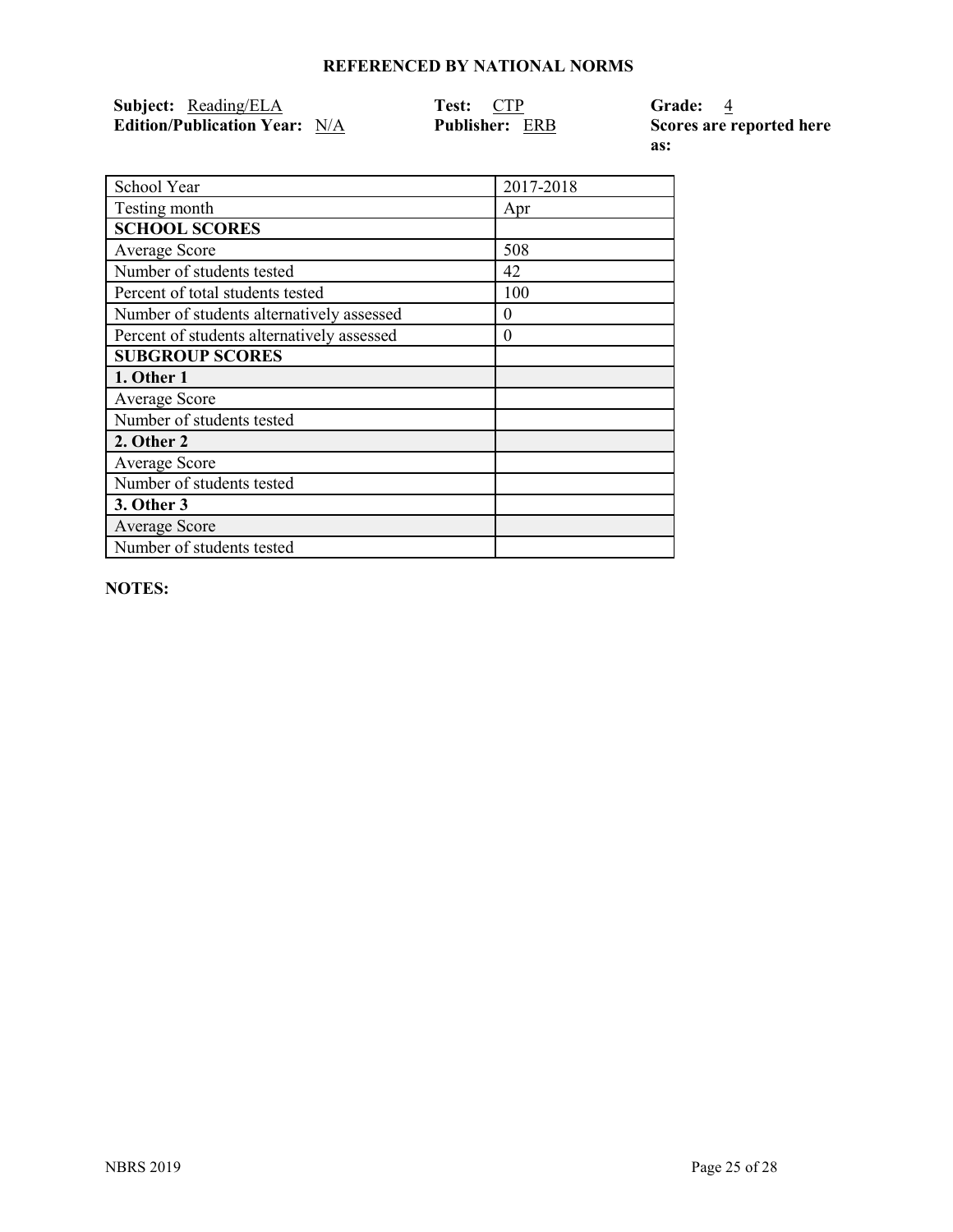**REFERENCED BY NATIONAL NORMS**

**Subject:** Reading/ELA **Test:** CTP **Grade:** 4
**Edition/Publication Year:** N/A **Publisher:** ERB **Scores are reported here as:**

| School Year | 2017-2018 |
|---|---|
| Testing month | Apr |
| **SCHOOL SCORES** | |
| Average Score | 508 |
| Number of students tested | 42 |
| Percent of total students tested | 100 |
| Number of students alternatively assessed | 0 |
| Percent of students alternatively assessed | 0 |
| **SUBGROUP SCORES** | |
| **1. Other 1** | |
| Average Score | |
| Number of students tested | |
| **2. Other 2** | |
| Average Score | |
| Number of students tested | |
| **3. Other 3** | |
| Average Score | |
| Number of students tested | |

**NOTES:**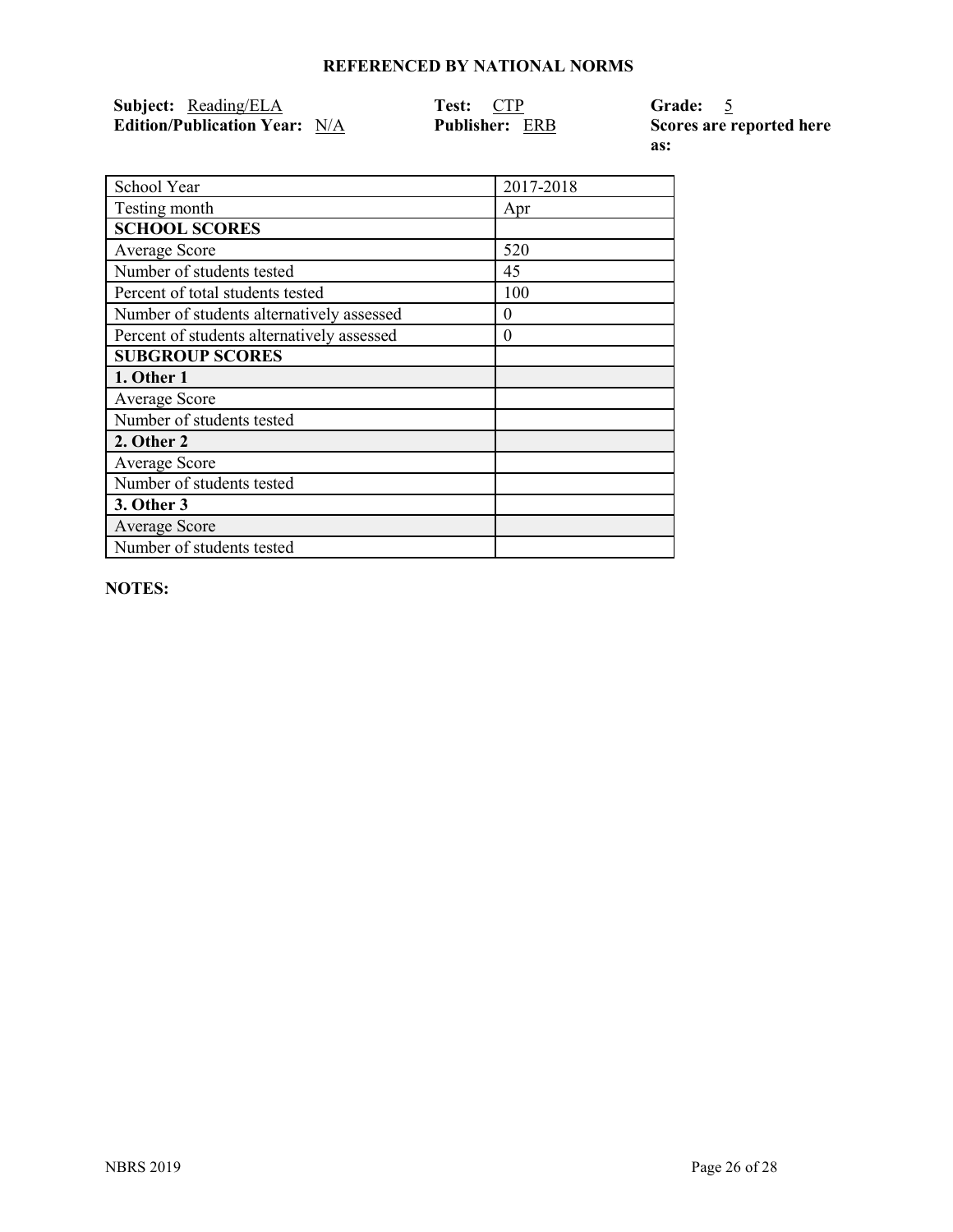**REFERENCED BY NATIONAL NORMS**

**Subject:** Reading/ELA **Test:** CTP **Grade:** 5
**Edition/Publication Year:** N/A **Publisher:** ERB **Scores are reported here as:**

| School Year | 2017-2018 |
|---|---|
| Testing month | Apr |
| **SCHOOL SCORES** | |
| Average Score | 520 |
| Number of students tested | 45 |
| Percent of total students tested | 100 |
| Number of students alternatively assessed | 0 |
| Percent of students alternatively assessed | 0 |
| **SUBGROUP SCORES** | |
| **1. Other 1** | |
| Average Score | |
| Number of students tested | |
| **2. Other 2** | |
| Average Score | |
| Number of students tested | |
| **3. Other 3** | |
| Average Score | |
| Number of students tested | |

**NOTES:**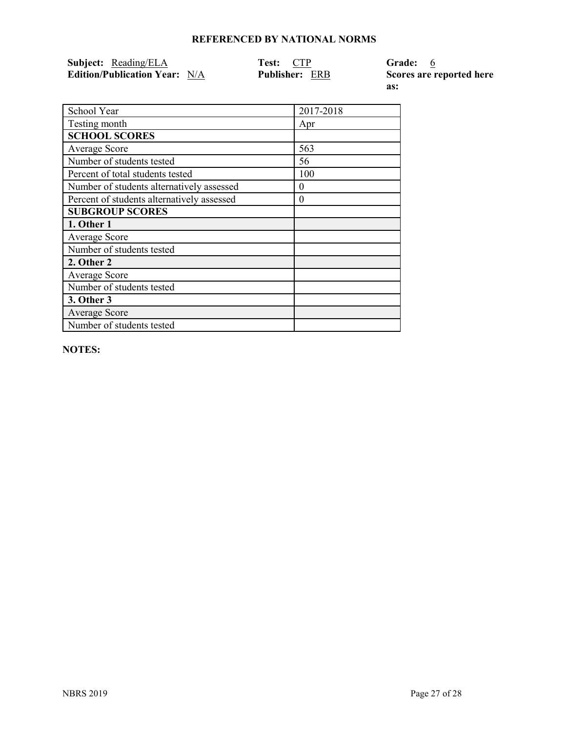**REFERENCED BY NATIONAL NORMS**

**Subject:** Reading/ELA **Test:** CTP **Grade:** 6
**Edition/Publication Year:** N/A **Publisher:** ERB **Scores are reported here as:**

| School Year | 2017-2018 |
|---|---|
| Testing month | Apr |
| **SCHOOL SCORES** | |
| Average Score | 563 |
| Number of students tested | 56 |
| Percent of total students tested | 100 |
| Number of students alternatively assessed | 0 |
| Percent of students alternatively assessed | 0 |
| **SUBGROUP SCORES** | |
| **1. Other 1** | |
| Average Score | |
| Number of students tested | |
| **2. Other 2** | |
| Average Score | |
| Number of students tested | |
| **3. Other 3** | |
| Average Score | |
| Number of students tested | |

**NOTES:**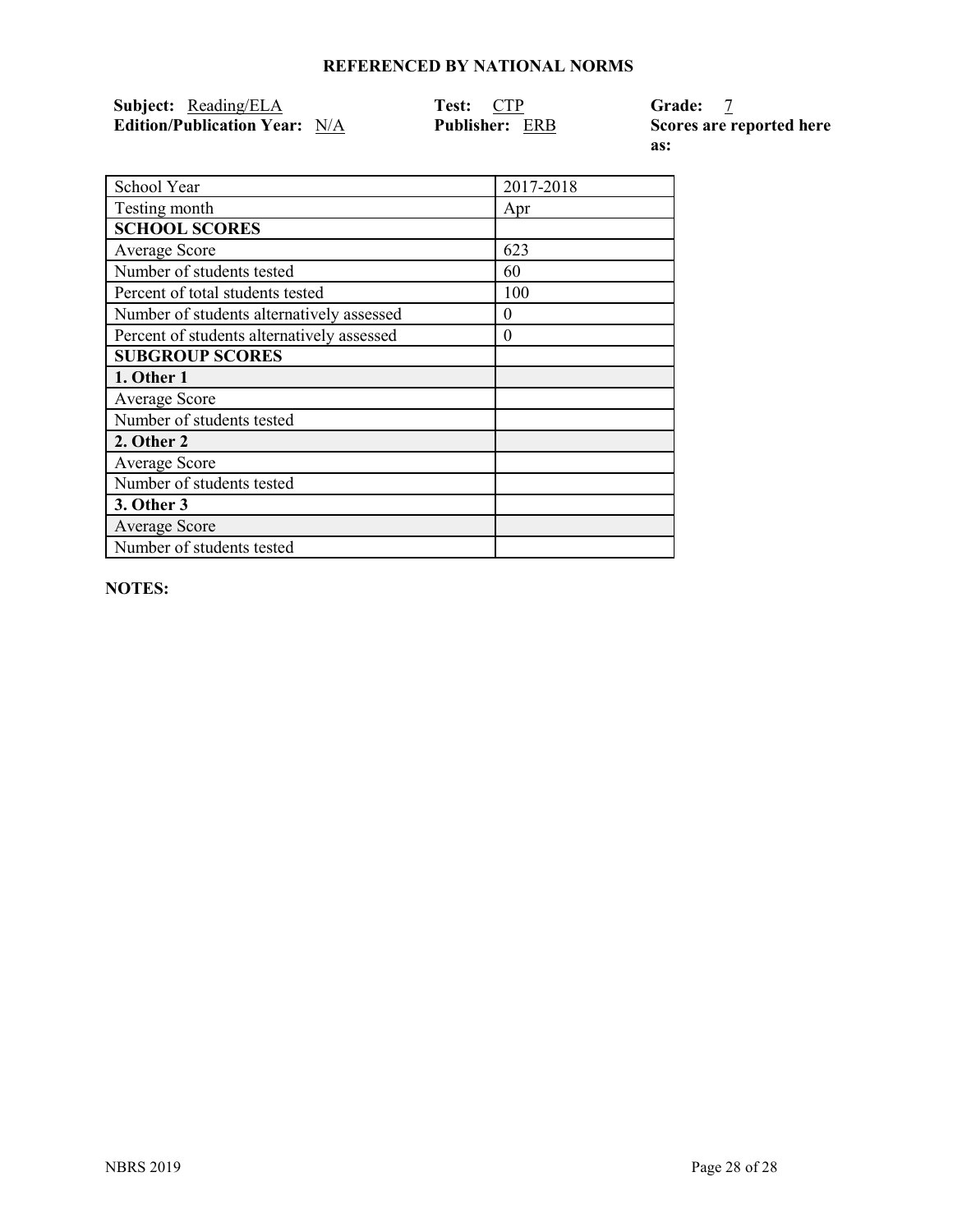**REFERENCED BY NATIONAL NORMS**

**Subject:** Reading/ELA  
**Edition/Publication Year:** N/A  
**Test:** CTP  
**Publisher:** ERB  
**Grade:** 7  
**Scores are reported here as:**

| | |
|---|---|
| School Year | 2017-2018 |
| Testing month | Apr |
| **SCHOOL SCORES** | |
| Average Score | 623 |
| Number of students tested | 60 |
| Percent of total students tested | 100 |
| Number of students alternatively assessed | 0 |
| Percent of students alternatively assessed | 0 |
| **SUBGROUP SCORES** | |
| **1. Other 1** | |
| Average Score | |
| Number of students tested | |
| **2. Other 2** | |
| Average Score | |
| Number of students tested | |
| **3. Other 3** | |
| Average Score | |
| Number of students tested | |

**NOTES:**